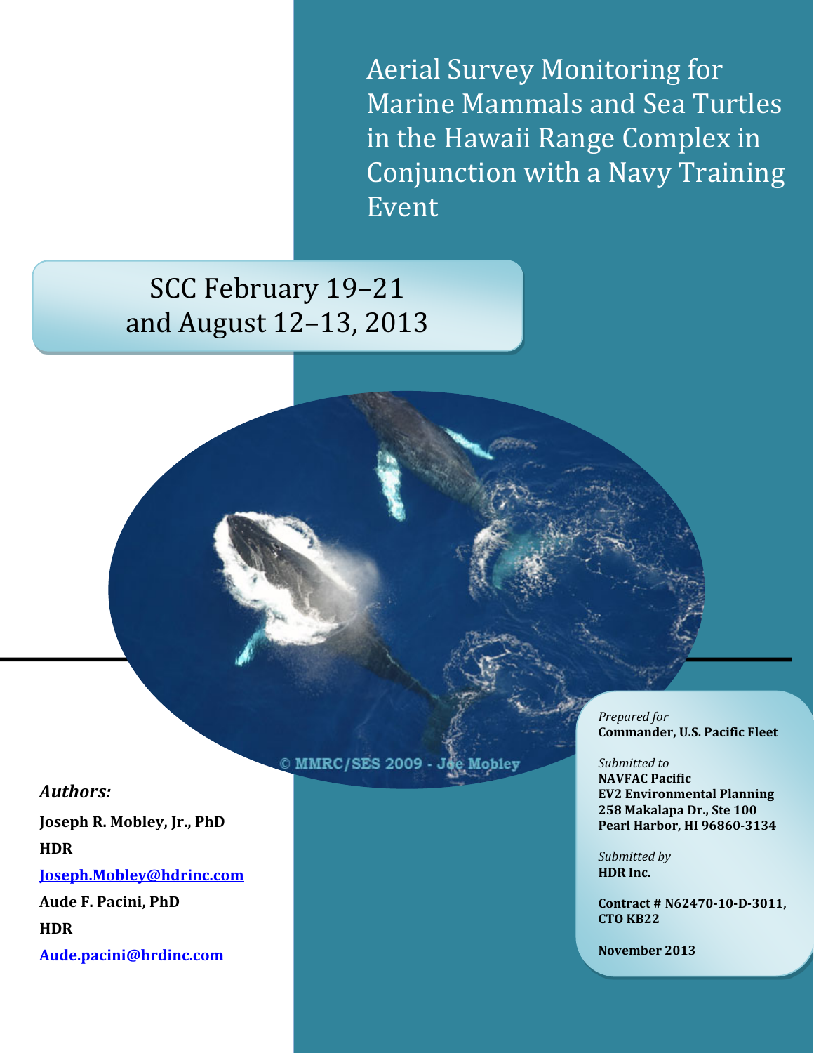# Aerial Survey Monitoring for Marine Mammals and Sea Turtles in the Hawaii Range Complex in Conjunction with a Navy Training Event

## SCC February 19–21 and August 12–13, 2013

© MMRC/SES 2009 - Joe Mobley

*Authors:*

**Joseph R. Mobley, Jr., PhD**

**HDR**

**Joseph.Mobley@hdrinc.com**

**Aude F. Pacini, PhD**

**HDR**

**Aude.pacini@hrdinc.com**

*Prepared for*
**Commander, U.S. Pacific Fleet**

*Submitted to*
**NAVFAC Pacific**
**EV2 Environmental Planning**
**258 Makalapa Dr., Ste 100**
**Pearl Harbor, HI 96860-3134**

*Submitted by*
**HDR Inc.**

**Contract # N62470-10-D-3011, CTO KB22**

**November 2013**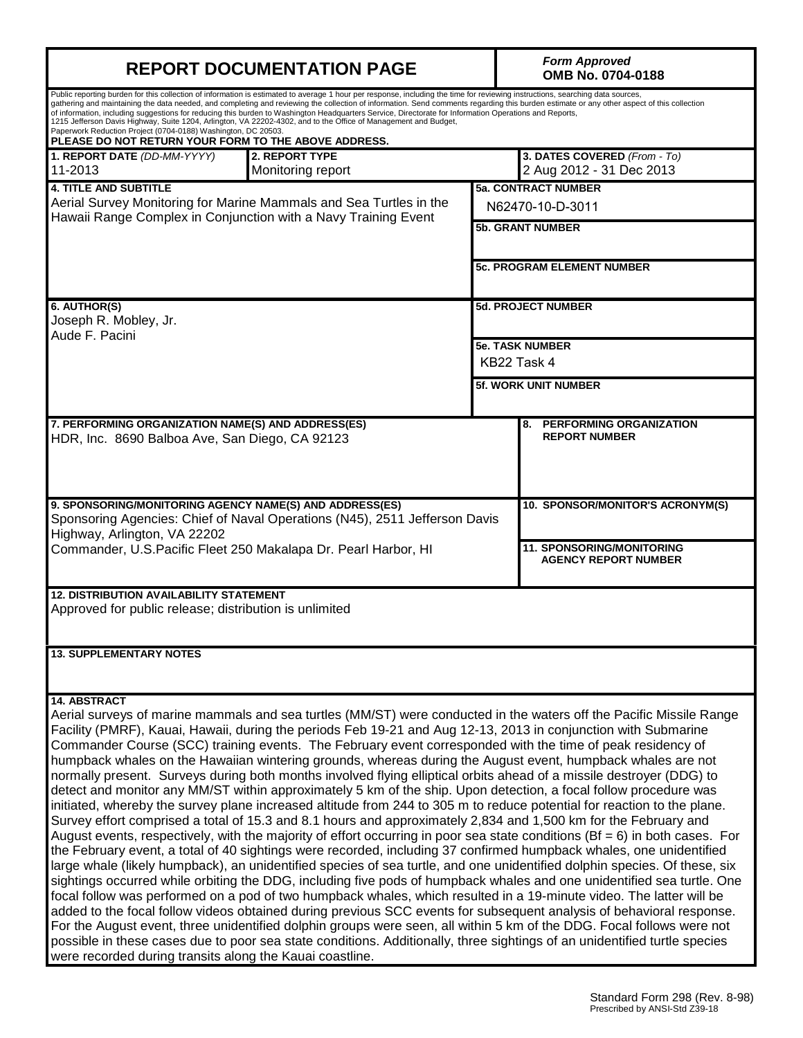# REPORT DOCUMENTATION PAGE

*Form Approved*
**OMB No. 0704-0188**

Public reporting burden for this collection of information is estimated to average 1 hour per response, including the time for reviewing instructions, searching data sources, gathering and maintaining the data needed, and completing and reviewing the collection of information. Send comments regarding this burden estimate or any other aspect of this collection of information, including suggestions for reducing this burden to Washington Headquarters Service, Directorate for Information Operations and Reports, 1215 Jefferson Davis Highway, Suite 1204, Arlington, VA 22202-4302, and to the Office of Management and Budget, Paperwork Reduction Project (0704-0188) Washington, DC 20503.

**PLEASE DO NOT RETURN YOUR FORM TO THE ABOVE ADDRESS.**

| **1. REPORT DATE** *(DD-MM-YYYY)* | **2. REPORT TYPE** | **3. DATES COVERED** *(From - To)* |
|---|---|---|
| 11-2013 | Monitoring report | 2 Aug 2012 - 31 Dec 2013 |

**4. TITLE AND SUBTITLE**
Aerial Survey Monitoring for Marine Mammals and Sea Turtles in the Hawaii Range Complex in Conjunction with a Navy Training Event

**5a. CONTRACT NUMBER**
N62470-10-D-3011

**5b. GRANT NUMBER**

**5c. PROGRAM ELEMENT NUMBER**

**6. AUTHOR(S)**
Joseph R. Mobley, Jr.
Aude F. Pacini

**5d. PROJECT NUMBER**

**5e. TASK NUMBER**
KB22 Task 4

**5f. WORK UNIT NUMBER**

**7. PERFORMING ORGANIZATION NAME(S) AND ADDRESS(ES)**
HDR, Inc. 8690 Balboa Ave, San Diego, CA 92123

**8. PERFORMING ORGANIZATION REPORT NUMBER**

**9. SPONSORING/MONITORING AGENCY NAME(S) AND ADDRESS(ES)**
Sponsoring Agencies: Chief of Naval Operations (N45), 2511 Jefferson Davis Highway, Arlington, VA 22202
Commander, U.S.Pacific Fleet 250 Makalapa Dr. Pearl Harbor, HI

**10. SPONSOR/MONITOR'S ACRONYM(S)**

**11. SPONSORING/MONITORING AGENCY REPORT NUMBER**

**12. DISTRIBUTION AVAILABILITY STATEMENT**
Approved for public release; distribution is unlimited

**13. SUPPLEMENTARY NOTES**

**14. ABSTRACT**
Aerial surveys of marine mammals and sea turtles (MM/ST) were conducted in the waters off the Pacific Missile Range Facility (PMRF), Kauai, Hawaii, during the periods Feb 19-21 and Aug 12-13, 2013 in conjunction with Submarine Commander Course (SCC) training events. The February event corresponded with the time of peak residency of humpback whales on the Hawaiian wintering grounds, whereas during the August event, humpback whales are not normally present. Surveys during both months involved flying elliptical orbits ahead of a missile destroyer (DDG) to detect and monitor any MM/ST within approximately 5 km of the ship. Upon detection, a focal follow procedure was initiated, whereby the survey plane increased altitude from 244 to 305 m to reduce potential for reaction to the plane. Survey effort comprised a total of 15.3 and 8.1 hours and approximately 2,834 and 1,500 km for the February and August events, respectively, with the majority of effort occurring in poor sea state conditions (Bf = 6) in both cases. For the February event, a total of 40 sightings were recorded, including 37 confirmed humpback whales, one unidentified large whale (likely humpback), an unidentified species of sea turtle, and one unidentified dolphin species. Of these, six sightings occurred while orbiting the DDG, including five pods of humpback whales and one unidentified sea turtle. One focal follow was performed on a pod of two humpback whales, which resulted in a 19-minute video. The latter will be added to the focal follow videos obtained during previous SCC events for subsequent analysis of behavioral response. For the August event, three unidentified dolphin groups were seen, all within 5 km of the DDG. Focal follows were not possible in these cases due to poor sea state conditions. Additionally, three sightings of an unidentified turtle species were recorded during transits along the Kauai coastline.

Standard Form 298 (Rev. 8-98)
Prescribed by ANSI-Std Z39-18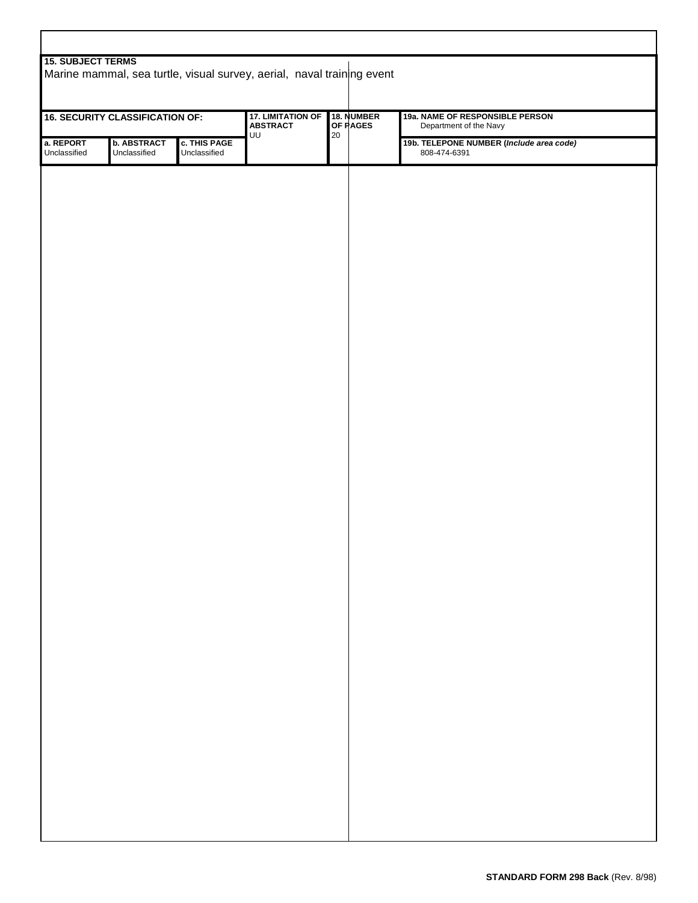**15. SUBJECT TERMS**

Marine mammal, sea turtle, visual survey, aerial, naval training event

| 16. SECURITY CLASSIFICATION OF: | | | 17. LIMITATION OF ABSTRACT | 18. NUMBER OF PAGES | 19a. NAME OF RESPONSIBLE PERSON |
|---|---|---|---|---|---|
| | | | UU | 20 | Department of the Navy |
| a. REPORT | b. ABSTRACT | c. THIS PAGE | | | 19b. TELEPONE NUMBER (*Include area code*) |
| Unclassified | Unclassified | Unclassified | | | 808-474-6391 |

**STANDARD FORM 298 Back** (Rev. 8/98)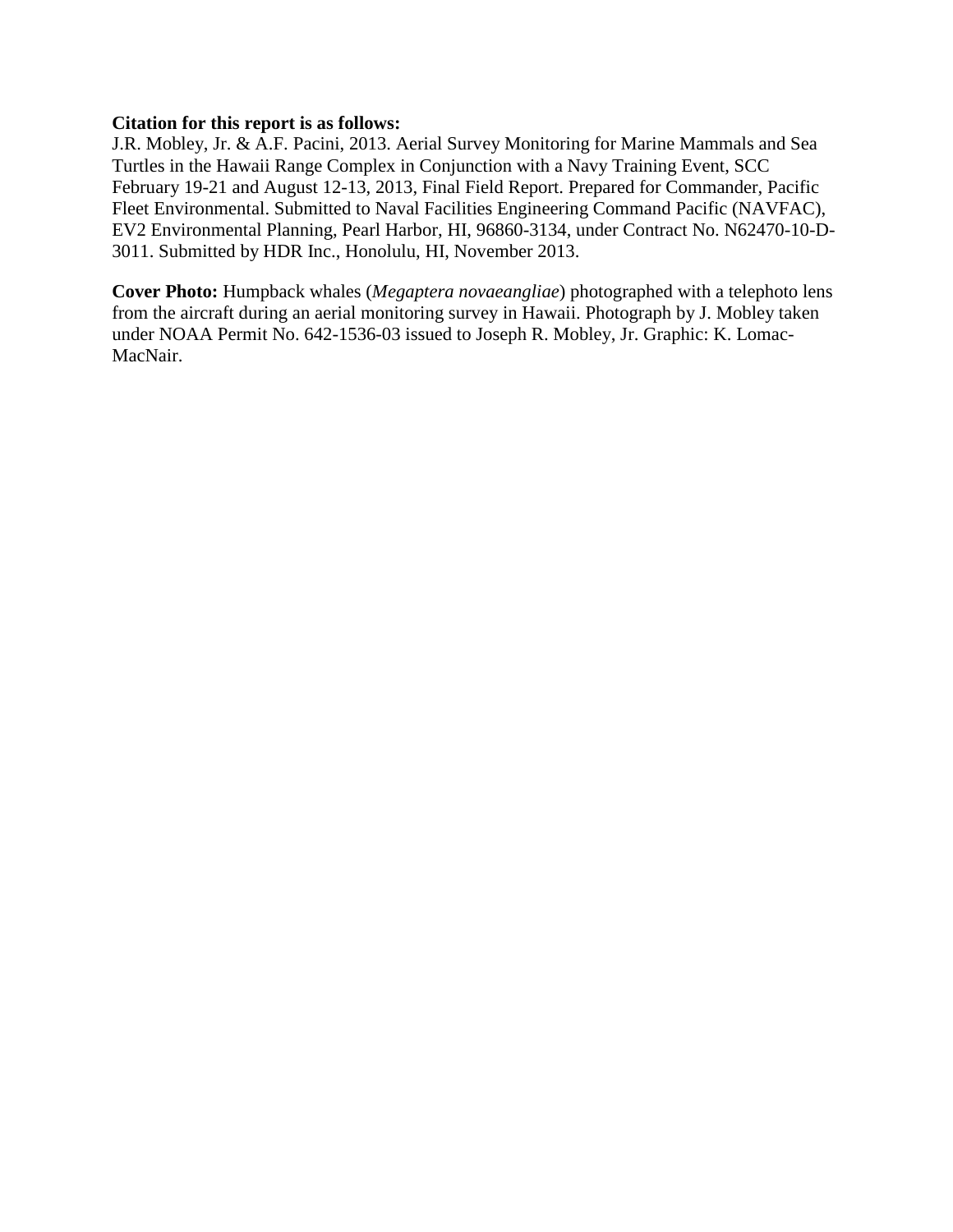**Citation for this report is as follows:**
J.R. Mobley, Jr. & A.F. Pacini, 2013. Aerial Survey Monitoring for Marine Mammals and Sea Turtles in the Hawaii Range Complex in Conjunction with a Navy Training Event, SCC February 19-21 and August 12-13, 2013, Final Field Report. Prepared for Commander, Pacific Fleet Environmental. Submitted to Naval Facilities Engineering Command Pacific (NAVFAC), EV2 Environmental Planning, Pearl Harbor, HI, 96860-3134, under Contract No. N62470-10-D-3011. Submitted by HDR Inc., Honolulu, HI, November 2013.

**Cover Photo:** Humpback whales (*Megaptera novaeangliae*) photographed with a telephoto lens from the aircraft during an aerial monitoring survey in Hawaii. Photograph by J. Mobley taken under NOAA Permit No. 642-1536-03 issued to Joseph R. Mobley, Jr. Graphic: K. Lomac-MacNair.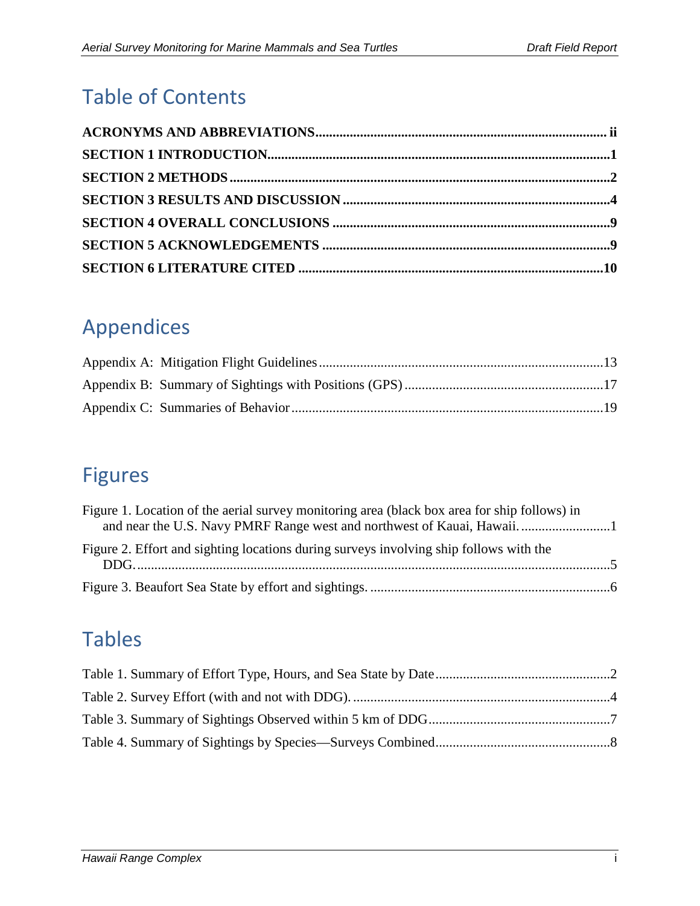# Table of Contents

**ACRONYMS AND ABBREVIATIONS** .......... ii

**SECTION 1 INTRODUCTION** .......... 1

**SECTION 2 METHODS** .......... 2

**SECTION 3 RESULTS AND DISCUSSION** .......... 4

**SECTION 4 OVERALL CONCLUSIONS** .......... 9

**SECTION 5 ACKNOWLEDGEMENTS** .......... 9

**SECTION 6 LITERATURE CITED** .......... 10

# Appendices

Appendix A: Mitigation Flight Guidelines .......... 13

Appendix B: Summary of Sightings with Positions (GPS) .......... 17

Appendix C: Summaries of Behavior .......... 19

# Figures

Figure 1. Location of the aerial survey monitoring area (black box area for ship follows) in and near the U.S. Navy PMRF Range west and northwest of Kauai, Hawaii. .......... 1

Figure 2. Effort and sighting locations during surveys involving ship follows with the DDG. .......... 5

Figure 3. Beaufort Sea State by effort and sightings. .......... 6

# Tables

Table 1. Summary of Effort Type, Hours, and Sea State by Date .......... 2

Table 2. Survey Effort (with and not with DDG). .......... 4

Table 3. Summary of Sightings Observed within 5 km of DDG .......... 7

Table 4. Summary of Sightings by Species—Surveys Combined .......... 8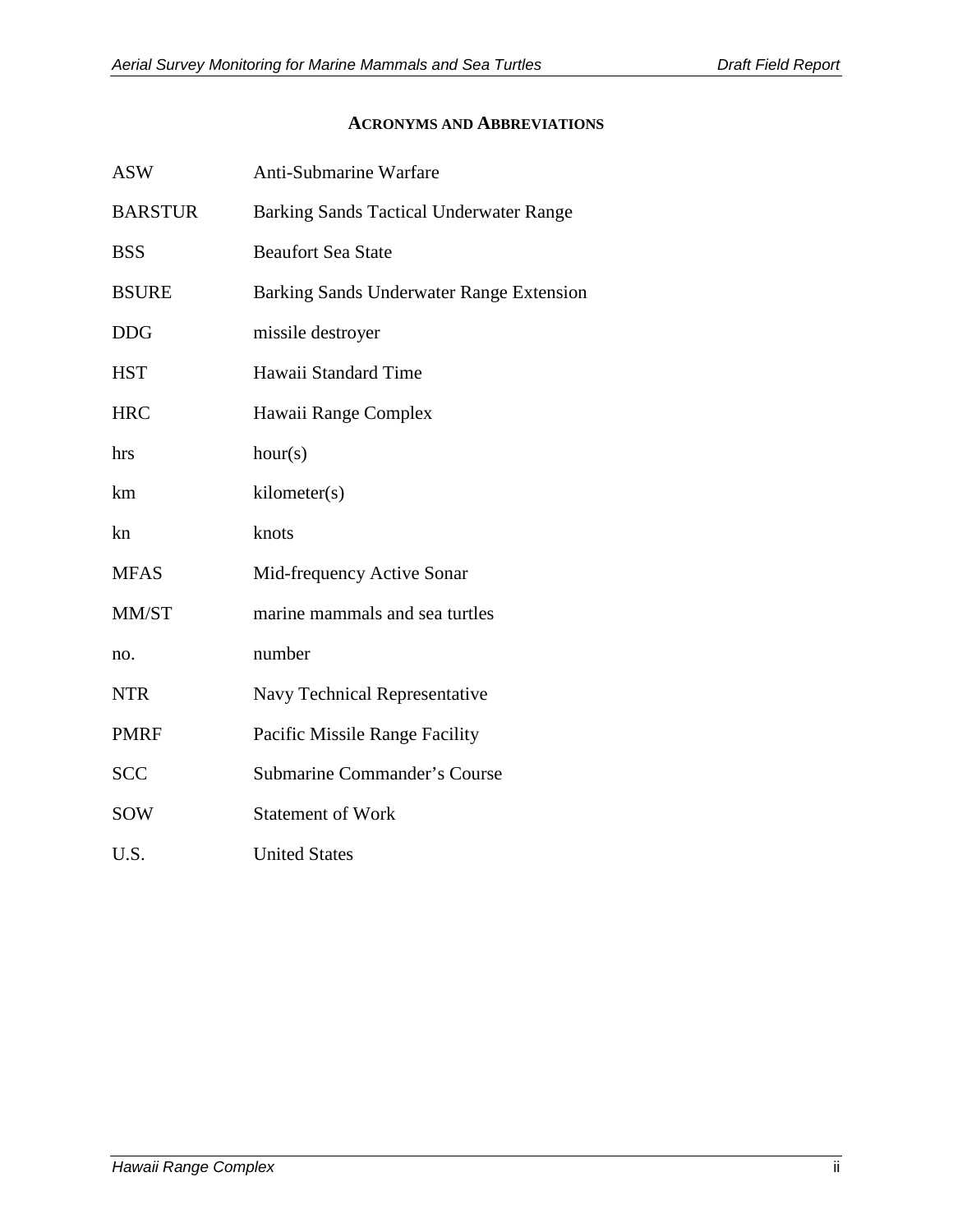## ACRONYMS AND ABBREVIATIONS

| | |
|---|---|
| ASW | Anti-Submarine Warfare |
| BARSTUR | Barking Sands Tactical Underwater Range |
| BSS | Beaufort Sea State |
| BSURE | Barking Sands Underwater Range Extension |
| DDG | missile destroyer |
| HST | Hawaii Standard Time |
| HRC | Hawaii Range Complex |
| hrs | hour(s) |
| km | kilometer(s) |
| kn | knots |
| MFAS | Mid-frequency Active Sonar |
| MM/ST | marine mammals and sea turtles |
| no. | number |
| NTR | Navy Technical Representative |
| PMRF | Pacific Missile Range Facility |
| SCC | Submarine Commander's Course |
| SOW | Statement of Work |
| U.S. | United States |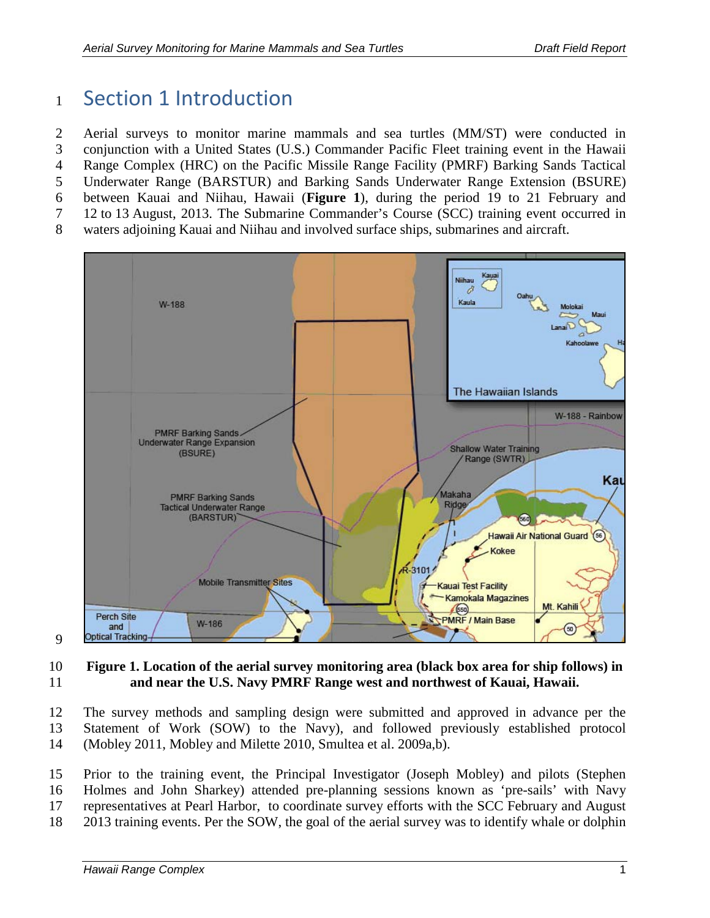# Section 1 Introduction

Aerial surveys to monitor marine mammals and sea turtles (MM/ST) were conducted in conjunction with a United States (U.S.) Commander Pacific Fleet training event in the Hawaii Range Complex (HRC) on the Pacific Missile Range Facility (PMRF) Barking Sands Tactical Underwater Range (BARSTUR) and Barking Sands Underwater Range Extension (BSURE) between Kauai and Niihau, Hawaii (**Figure 1**), during the period 19 to 21 February and 12 to 13 August, 2013. The Submarine Commander's Course (SCC) training event occurred in waters adjoining Kauai and Niihau and involved surface ships, submarines and aircraft.

**Figure 1. Location of the aerial survey monitoring area (black box area for ship follows) in and near the U.S. Navy PMRF Range west and northwest of Kauai, Hawaii.**

The survey methods and sampling design were submitted and approved in advance per the Statement of Work (SOW) to the Navy), and followed previously established protocol (Mobley 2011, Mobley and Milette 2010, Smultea et al. 2009a,b).

Prior to the training event, the Principal Investigator (Joseph Mobley) and pilots (Stephen Holmes and John Sharkey) attended pre-planning sessions known as 'pre-sails' with Navy representatives at Pearl Harbor, to coordinate survey efforts with the SCC February and August 2013 training events. Per the SOW, the goal of the aerial survey was to identify whale or dolphin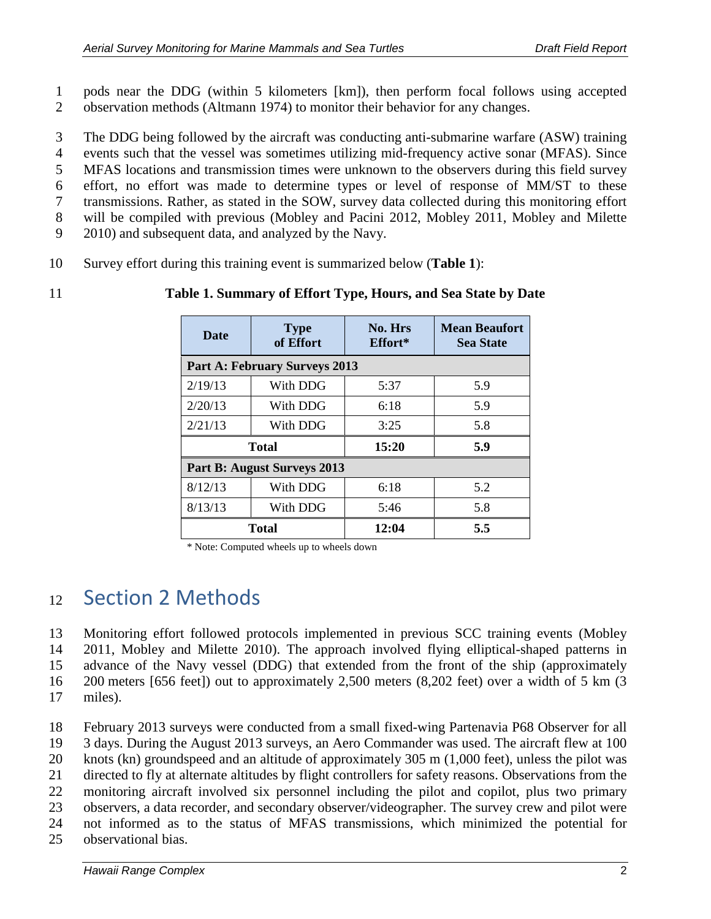pods near the DDG (within 5 kilometers [km]), then perform focal follows using accepted observation methods (Altmann 1974) to monitor their behavior for any changes.

The DDG being followed by the aircraft was conducting anti-submarine warfare (ASW) training events such that the vessel was sometimes utilizing mid-frequency active sonar (MFAS). Since MFAS locations and transmission times were unknown to the observers during this field survey effort, no effort was made to determine types or level of response of MM/ST to these transmissions. Rather, as stated in the SOW, survey data collected during this monitoring effort will be compiled with previous (Mobley and Pacini 2012, Mobley 2011, Mobley and Milette 2010) and subsequent data, and analyzed by the Navy.

Survey effort during this training event is summarized below (**Table 1**):

**Table 1. Summary of Effort Type, Hours, and Sea State by Date**

| Date | Type of Effort | No. Hrs Effort* | Mean Beaufort Sea State |
|---|---|---|---|
| **Part A: February Surveys 2013** | | | |
| 2/19/13 | With DDG | 5:37 | 5.9 |
| 2/20/13 | With DDG | 6:18 | 5.9 |
| 2/21/13 | With DDG | 3:25 | 5.8 |
| **Total** | | **15:20** | **5.9** |
| **Part B: August Surveys 2013** | | | |
| 8/12/13 | With DDG | 6:18 | 5.2 |
| 8/13/13 | With DDG | 5:46 | 5.8 |
| **Total** | | **12:04** | **5.5** |

\* Note: Computed wheels up to wheels down

# Section 2 Methods

Monitoring effort followed protocols implemented in previous SCC training events (Mobley 2011, Mobley and Milette 2010). The approach involved flying elliptical-shaped patterns in advance of the Navy vessel (DDG) that extended from the front of the ship (approximately 200 meters [656 feet]) out to approximately 2,500 meters (8,202 feet) over a width of 5 km (3 miles).

February 2013 surveys were conducted from a small fixed-wing Partenavia P68 Observer for all 3 days. During the August 2013 surveys, an Aero Commander was used. The aircraft flew at 100 knots (kn) groundspeed and an altitude of approximately 305 m (1,000 feet), unless the pilot was directed to fly at alternate altitudes by flight controllers for safety reasons. Observations from the monitoring aircraft involved six personnel including the pilot and copilot, plus two primary observers, a data recorder, and secondary observer/videographer. The survey crew and pilot were not informed as to the status of MFAS transmissions, which minimized the potential for observational bias.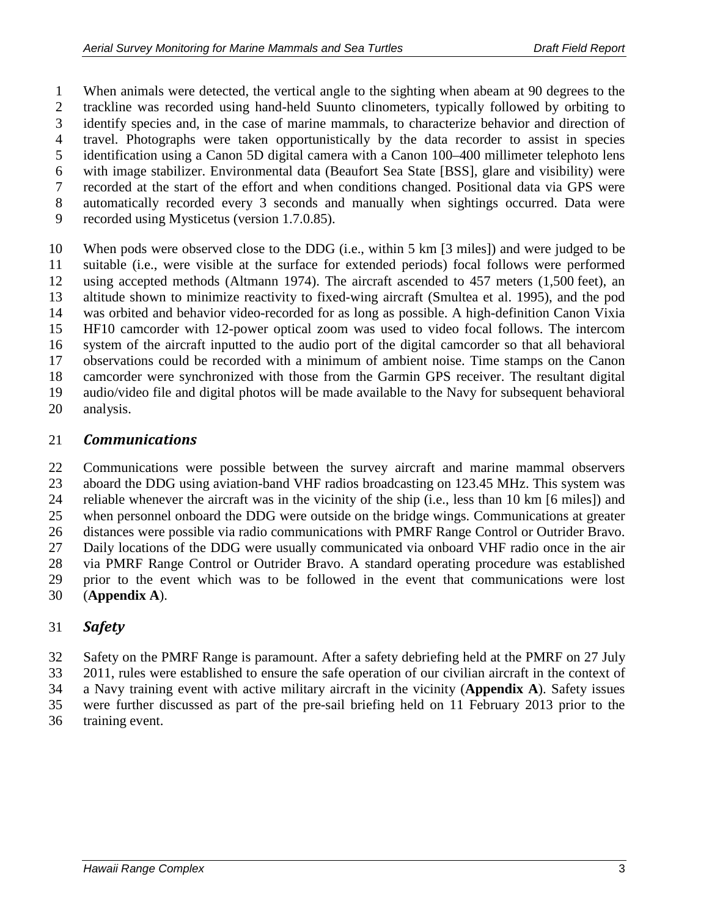When animals were detected, the vertical angle to the sighting when abeam at 90 degrees to the trackline was recorded using hand-held Suunto clinometers, typically followed by orbiting to identify species and, in the case of marine mammals, to characterize behavior and direction of travel. Photographs were taken opportunistically by the data recorder to assist in species identification using a Canon 5D digital camera with a Canon 100–400 millimeter telephoto lens with image stabilizer. Environmental data (Beaufort Sea State [BSS], glare and visibility) were recorded at the start of the effort and when conditions changed. Positional data via GPS were automatically recorded every 3 seconds and manually when sightings occurred. Data were recorded using Mysticetus (version 1.7.0.85).

When pods were observed close to the DDG (i.e., within 5 km [3 miles]) and were judged to be suitable (i.e., were visible at the surface for extended periods) focal follows were performed using accepted methods (Altmann 1974). The aircraft ascended to 457 meters (1,500 feet), an altitude shown to minimize reactivity to fixed-wing aircraft (Smultea et al. 1995), and the pod was orbited and behavior video-recorded for as long as possible. A high-definition Canon Vixia HF10 camcorder with 12-power optical zoom was used to video focal follows. The intercom system of the aircraft inputted to the audio port of the digital camcorder so that all behavioral observations could be recorded with a minimum of ambient noise. Time stamps on the Canon camcorder were synchronized with those from the Garmin GPS receiver. The resultant digital audio/video file and digital photos will be made available to the Navy for subsequent behavioral analysis.

## *Communications*

Communications were possible between the survey aircraft and marine mammal observers aboard the DDG using aviation-band VHF radios broadcasting on 123.45 MHz. This system was reliable whenever the aircraft was in the vicinity of the ship (i.e., less than 10 km [6 miles]) and when personnel onboard the DDG were outside on the bridge wings. Communications at greater distances were possible via radio communications with PMRF Range Control or Outrider Bravo. Daily locations of the DDG were usually communicated via onboard VHF radio once in the air via PMRF Range Control or Outrider Bravo. A standard operating procedure was established prior to the event which was to be followed in the event that communications were lost (**Appendix A**).

## *Safety*

Safety on the PMRF Range is paramount. After a safety debriefing held at the PMRF on 27 July 2011, rules were established to ensure the safe operation of our civilian aircraft in the context of a Navy training event with active military aircraft in the vicinity (**Appendix A**). Safety issues were further discussed as part of the pre-sail briefing held on 11 February 2013 prior to the training event.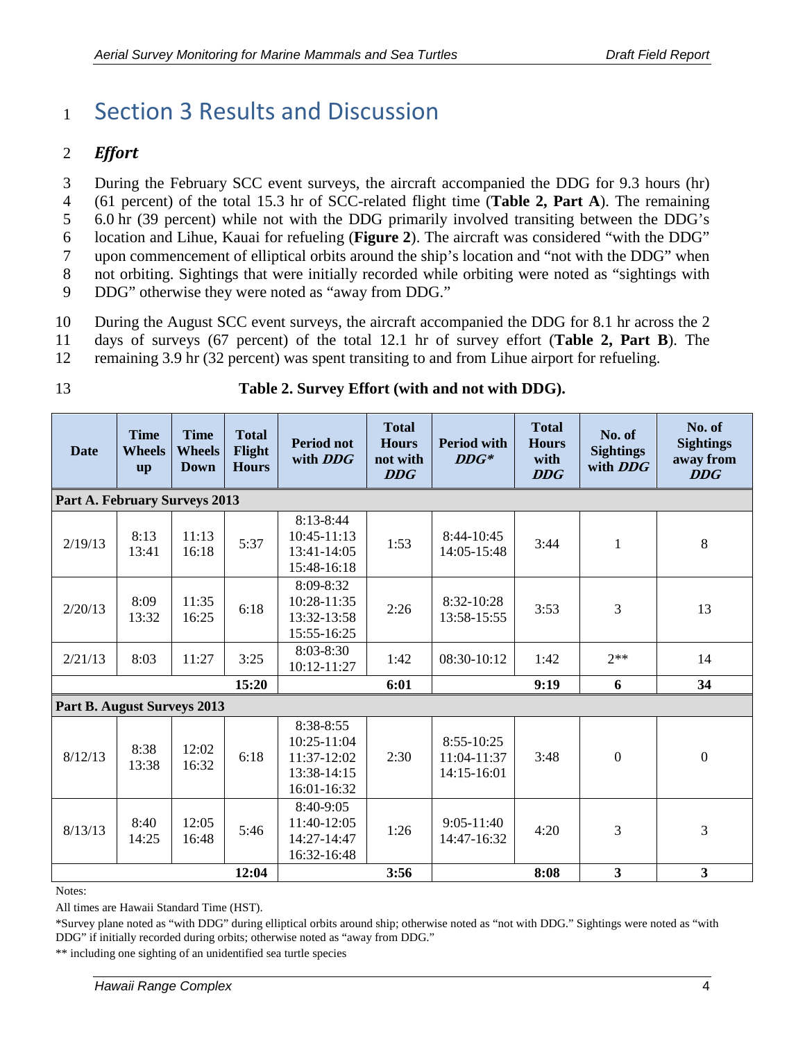# Section 3 Results and Discussion

## *Effort*

During the February SCC event surveys, the aircraft accompanied the DDG for 9.3 hours (hr) (61 percent) of the total 15.3 hr of SCC-related flight time (**Table 2, Part A**). The remaining 6.0 hr (39 percent) while not with the DDG primarily involved transiting between the DDG's location and Lihue, Kauai for refueling (**Figure 2**). The aircraft was considered "with the DDG" upon commencement of elliptical orbits around the ship's location and "not with the DDG" when not orbiting. Sightings that were initially recorded while orbiting were noted as "sightings with DDG" otherwise they were noted as "away from DDG."

During the August SCC event surveys, the aircraft accompanied the DDG for 8.1 hr across the 2 days of surveys (67 percent) of the total 12.1 hr of survey effort (**Table 2, Part B**). The remaining 3.9 hr (32 percent) was spent transiting to and from Lihue airport for refueling.

**Table 2. Survey Effort (with and not with DDG).**

| Date | Time Wheels up | Time Wheels Down | Total Flight Hours | Period not with *DDG* | Total Hours not with *DDG* | Period with *DDG** | Total Hours with *DDG* | No. of Sightings with *DDG* | No. of Sightings away from *DDG* |
|---|---|---|---|---|---|---|---|---|---|
| **Part A. February Surveys 2013** | | | | | | | | | |
| 2/19/13 | 8:13<br>13:41 | 11:13<br>16:18 | 5:37 | 8:13-8:44<br>10:45-11:13<br>13:41-14:05<br>15:48-16:18 | 1:53 | 8:44-10:45<br>14:05-15:48 | 3:44 | 1 | 8 |
| 2/20/13 | 8:09<br>13:32 | 11:35<br>16:25 | 6:18 | 8:09-8:32<br>10:28-11:35<br>13:32-13:58<br>15:55-16:25 | 2:26 | 8:32-10:28<br>13:58-15:55 | 3:53 | 3 | 13 |
| 2/21/13 | 8:03 | 11:27 | 3:25 | 8:03-8:30<br>10:12-11:27 | 1:42 | 08:30-10:12 | 1:42 | 2** | 14 |
| | | | **15:20** | | **6:01** | | **9:19** | **6** | **34** |
| **Part B. August Surveys 2013** | | | | | | | | | |
| 8/12/13 | 8:38<br>13:38 | 12:02<br>16:32 | 6:18 | 8:38-8:55<br>10:25-11:04<br>11:37-12:02<br>13:38-14:15<br>16:01-16:32 | 2:30 | 8:55-10:25<br>11:04-11:37<br>14:15-16:01 | 3:48 | 0 | 0 |
| 8/13/13 | 8:40<br>14:25 | 12:05<br>16:48 | 5:46 | 8:40-9:05<br>11:40-12:05<br>14:27-14:47<br>16:32-16:48 | 1:26 | 9:05-11:40<br>14:47-16:32 | 4:20 | 3 | 3 |
| | | | **12:04** | | **3:56** | | **8:08** | **3** | **3** |

Notes:

All times are Hawaii Standard Time (HST).

*Survey plane noted as "with DDG" during elliptical orbits around ship; otherwise noted as "not with DDG." Sightings were noted as "with DDG" if initially recorded during orbits; otherwise noted as "away from DDG."

** including one sighting of an unidentified sea turtle species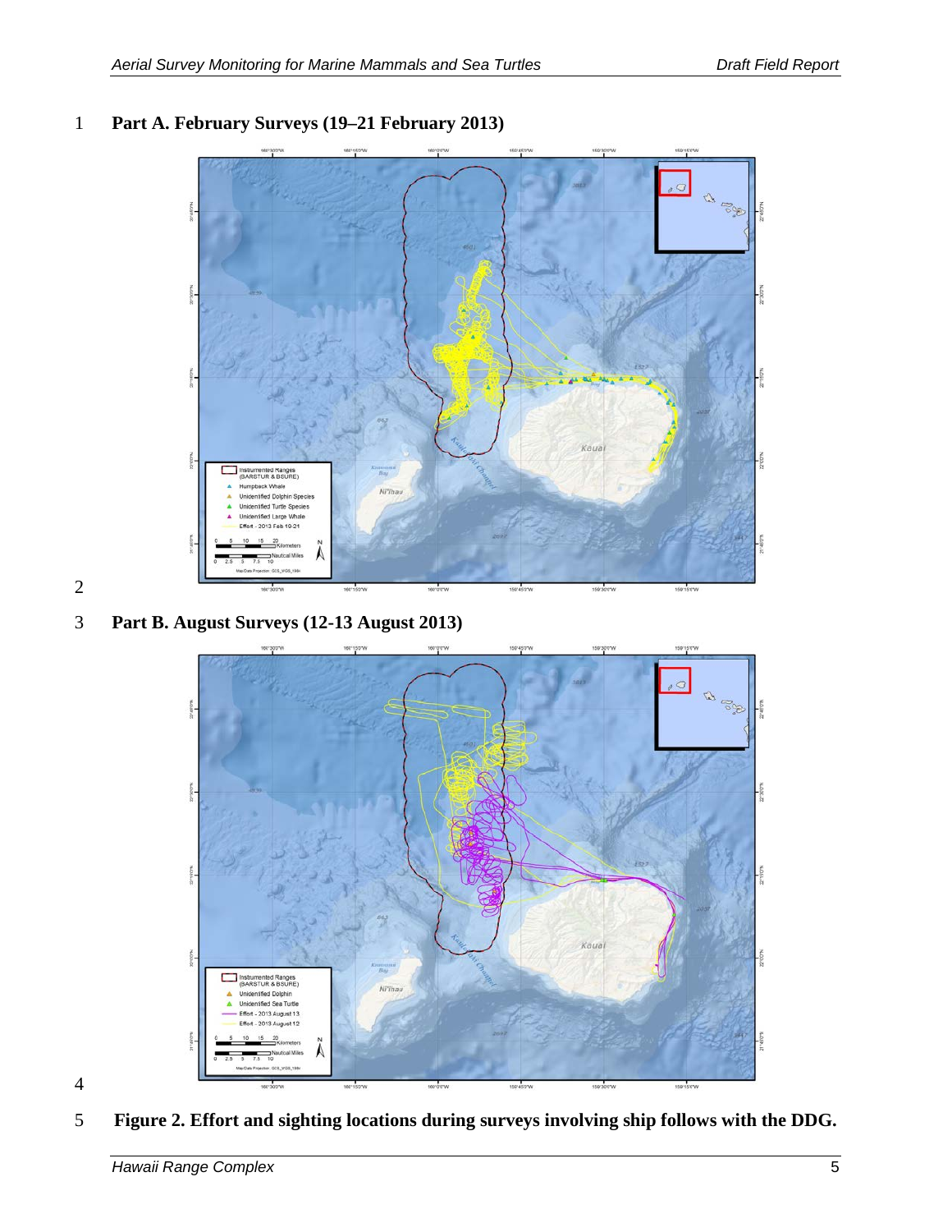**Part A. February Surveys (19–21 February 2013)**

**Part B. August Surveys (12-13 August 2013)**

**Figure 2. Effort and sighting locations during surveys involving ship follows with the DDG.**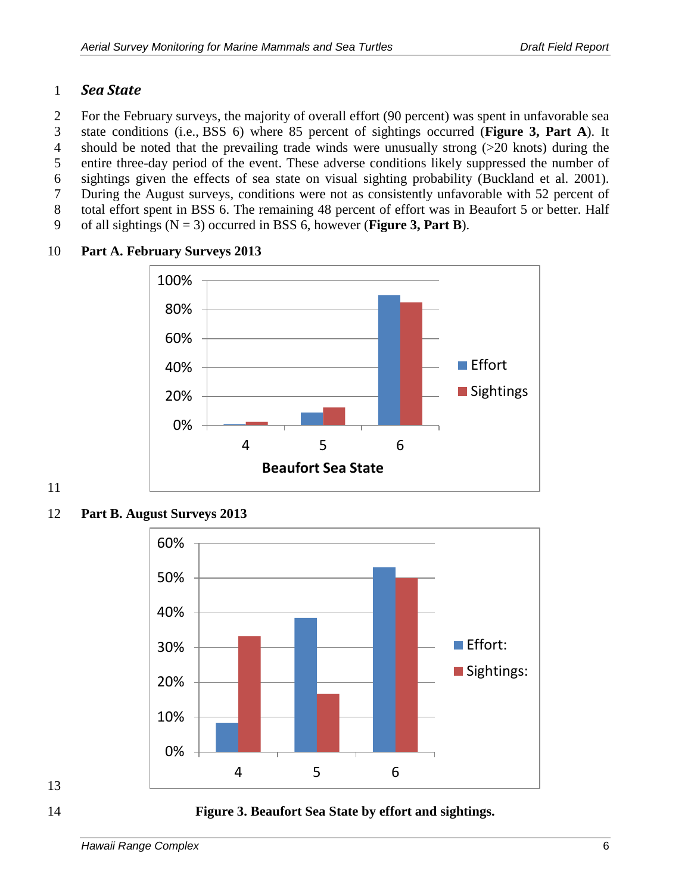### *Sea State*

For the February surveys, the majority of overall effort (90 percent) was spent in unfavorable sea state conditions (i.e., BSS 6) where 85 percent of sightings occurred (**Figure 3, Part A**). It should be noted that the prevailing trade winds were unusually strong (>20 knots) during the entire three-day period of the event. These adverse conditions likely suppressed the number of sightings given the effects of sea state on visual sighting probability (Buckland et al. 2001). During the August surveys, conditions were not as consistently unfavorable with 52 percent of total effort spent in BSS 6. The remaining 48 percent of effort was in Beaufort 5 or better. Half of all sightings (N = 3) occurred in BSS 6, however (**Figure 3, Part B**).

**Part A. February Surveys 2013**

**Part B. August Surveys 2013**

**Figure 3. Beaufort Sea State by effort and sightings.**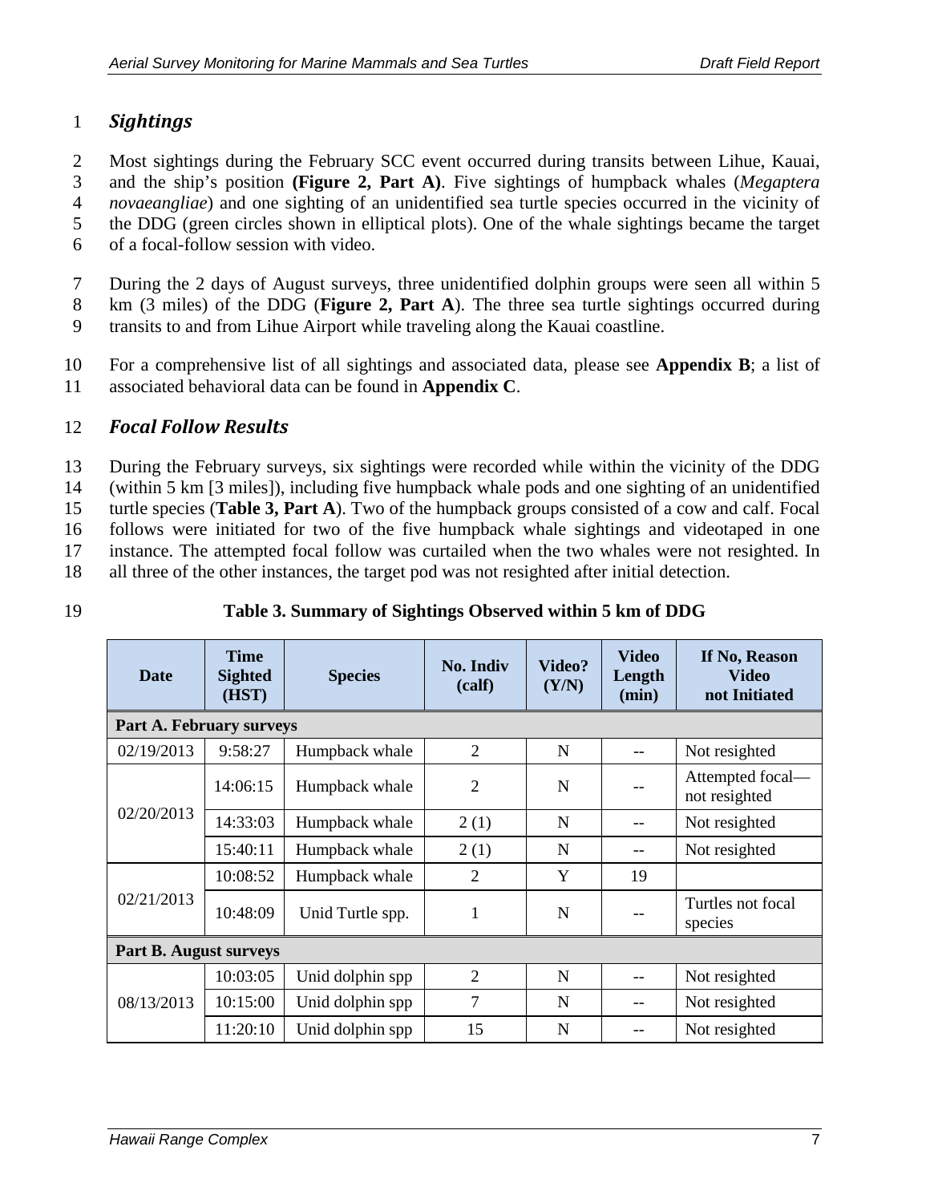## *Sightings*

Most sightings during the February SCC event occurred during transits between Lihue, Kauai, and the ship's position **(Figure 2, Part A)**. Five sightings of humpback whales (*Megaptera novaeangliae*) and one sighting of an unidentified sea turtle species occurred in the vicinity of the DDG (green circles shown in elliptical plots). One of the whale sightings became the target of a focal-follow session with video.

During the 2 days of August surveys, three unidentified dolphin groups were seen all within 5 km (3 miles) of the DDG (**Figure 2, Part A**). The three sea turtle sightings occurred during transits to and from Lihue Airport while traveling along the Kauai coastline.

For a comprehensive list of all sightings and associated data, please see **Appendix B**; a list of associated behavioral data can be found in **Appendix C**.

## *Focal Follow Results*

During the February surveys, six sightings were recorded while within the vicinity of the DDG (within 5 km [3 miles]), including five humpback whale pods and one sighting of an unidentified turtle species (**Table 3, Part A**). Two of the humpback groups consisted of a cow and calf. Focal follows were initiated for two of the five humpback whale sightings and videotaped in one instance. The attempted focal follow was curtailed when the two whales were not resighted. In all three of the other instances, the target pod was not resighted after initial detection.

**Table 3. Summary of Sightings Observed within 5 km of DDG**

| Date | Time Sighted (HST) | Species | No. Indiv (calf) | Video? (Y/N) | Video Length (min) | If No, Reason Video not Initiated |
|---|---|---|---|---|---|---|
| **Part A. February surveys** | | | | | | |
| 02/19/2013 | 9:58:27 | Humpback whale | 2 | N | -- | Not resighted |
| 02/20/2013 | 14:06:15 | Humpback whale | 2 | N | -- | Attempted focal—not resighted |
| | 14:33:03 | Humpback whale | 2 (1) | N | -- | Not resighted |
| | 15:40:11 | Humpback whale | 2 (1) | N | -- | Not resighted |
| 02/21/2013 | 10:08:52 | Humpback whale | 2 | Y | 19 | |
| | 10:48:09 | Unid Turtle spp. | 1 | N | -- | Turtles not focal species |
| **Part B. August surveys** | | | | | | |
| 08/13/2013 | 10:03:05 | Unid dolphin spp | 2 | N | -- | Not resighted |
| | 10:15:00 | Unid dolphin spp | 7 | N | -- | Not resighted |
| | 11:20:10 | Unid dolphin spp | 15 | N | -- | Not resighted |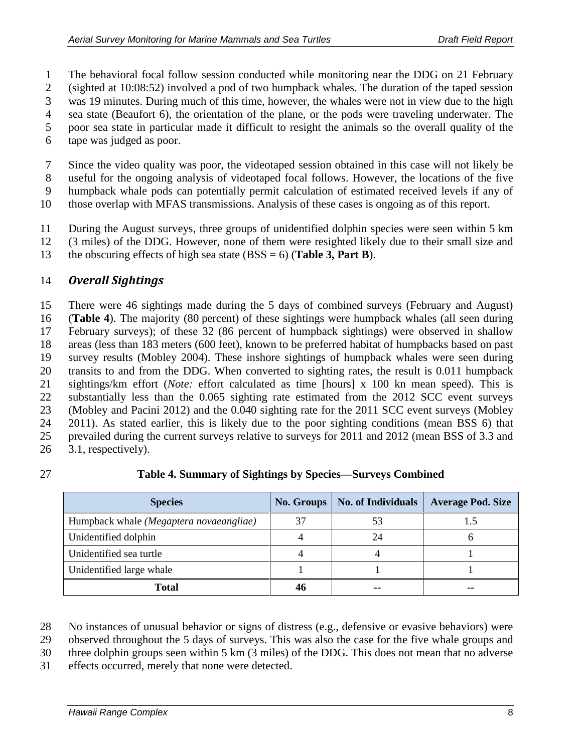The behavioral focal follow session conducted while monitoring near the DDG on 21 February (sighted at 10:08:52) involved a pod of two humpback whales. The duration of the taped session was 19 minutes. During much of this time, however, the whales were not in view due to the high sea state (Beaufort 6), the orientation of the plane, or the pods were traveling underwater. The poor sea state in particular made it difficult to resight the animals so the overall quality of the tape was judged as poor.

Since the video quality was poor, the videotaped session obtained in this case will not likely be useful for the ongoing analysis of videotaped focal follows. However, the locations of the five humpback whale pods can potentially permit calculation of estimated received levels if any of those overlap with MFAS transmissions. Analysis of these cases is ongoing as of this report.

During the August surveys, three groups of unidentified dolphin species were seen within 5 km (3 miles) of the DDG. However, none of them were resighted likely due to their small size and the obscuring effects of high sea state (BSS = 6) (**Table 3, Part B**).

### *Overall Sightings*

There were 46 sightings made during the 5 days of combined surveys (February and August) (**Table 4**). The majority (80 percent) of these sightings were humpback whales (all seen during February surveys); of these 32 (86 percent of humpback sightings) were observed in shallow areas (less than 183 meters (600 feet), known to be preferred habitat of humpbacks based on past survey results (Mobley 2004). These inshore sightings of humpback whales were seen during transits to and from the DDG. When converted to sighting rates, the result is 0.011 humpback sightings/km effort (*Note:* effort calculated as time [hours] x 100 kn mean speed). This is substantially less than the 0.065 sighting rate estimated from the 2012 SCC event surveys (Mobley and Pacini 2012) and the 0.040 sighting rate for the 2011 SCC event surveys (Mobley 2011). As stated earlier, this is likely due to the poor sighting conditions (mean BSS 6) that prevailed during the current surveys relative to surveys for 2011 and 2012 (mean BSS of 3.3 and 3.1, respectively).

**Table 4. Summary of Sightings by Species—Surveys Combined**

| Species | No. Groups | No. of Individuals | Average Pod. Size |
|---|---|---|---|
| Humpback whale *(Megaptera novaeangliae)* | 37 | 53 | 1.5 |
| Unidentified dolphin | 4 | 24 | 6 |
| Unidentified sea turtle | 4 | 4 | 1 |
| Unidentified large whale | 1 | 1 | 1 |
| **Total** | **46** | -- | -- |

No instances of unusual behavior or signs of distress (e.g., defensive or evasive behaviors) were observed throughout the 5 days of surveys. This was also the case for the five whale groups and three dolphin groups seen within 5 km (3 miles) of the DDG. This does not mean that no adverse effects occurred, merely that none were detected.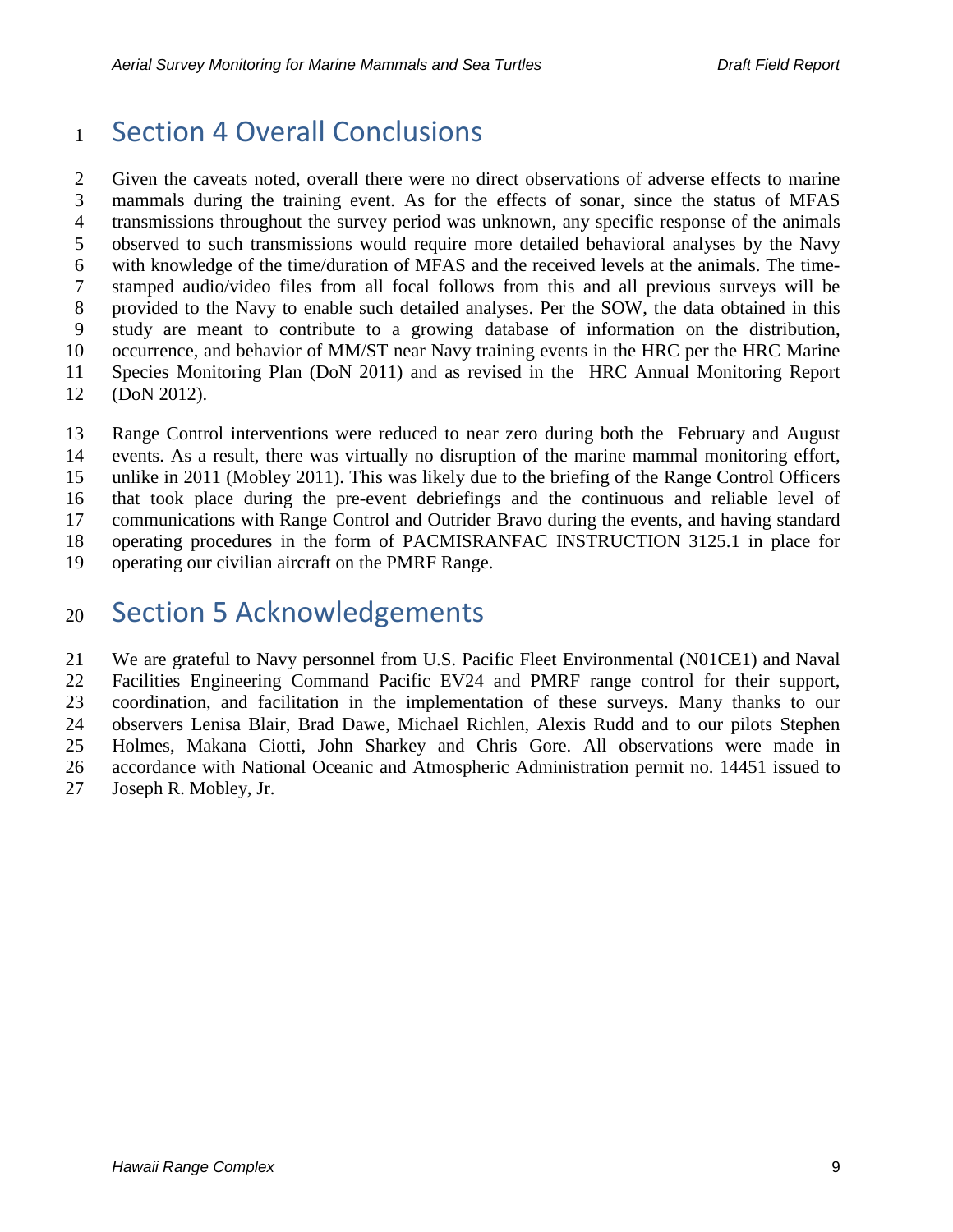# Section 4 Overall Conclusions

Given the caveats noted, overall there were no direct observations of adverse effects to marine mammals during the training event. As for the effects of sonar, since the status of MFAS transmissions throughout the survey period was unknown, any specific response of the animals observed to such transmissions would require more detailed behavioral analyses by the Navy with knowledge of the time/duration of MFAS and the received levels at the animals. The time-stamped audio/video files from all focal follows from this and all previous surveys will be provided to the Navy to enable such detailed analyses. Per the SOW, the data obtained in this study are meant to contribute to a growing database of information on the distribution, occurrence, and behavior of MM/ST near Navy training events in the HRC per the HRC Marine Species Monitoring Plan (DoN 2011) and as revised in the HRC Annual Monitoring Report (DoN 2012).

Range Control interventions were reduced to near zero during both the February and August events. As a result, there was virtually no disruption of the marine mammal monitoring effort, unlike in 2011 (Mobley 2011). This was likely due to the briefing of the Range Control Officers that took place during the pre-event debriefings and the continuous and reliable level of communications with Range Control and Outrider Bravo during the events, and having standard operating procedures in the form of PACMISRANFAC INSTRUCTION 3125.1 in place for operating our civilian aircraft on the PMRF Range.

# Section 5 Acknowledgements

We are grateful to Navy personnel from U.S. Pacific Fleet Environmental (N01CE1) and Naval Facilities Engineering Command Pacific EV24 and PMRF range control for their support, coordination, and facilitation in the implementation of these surveys. Many thanks to our observers Lenisa Blair, Brad Dawe, Michael Richlen, Alexis Rudd and to our pilots Stephen Holmes, Makana Ciotti, John Sharkey and Chris Gore. All observations were made in accordance with National Oceanic and Atmospheric Administration permit no. 14451 issued to Joseph R. Mobley, Jr.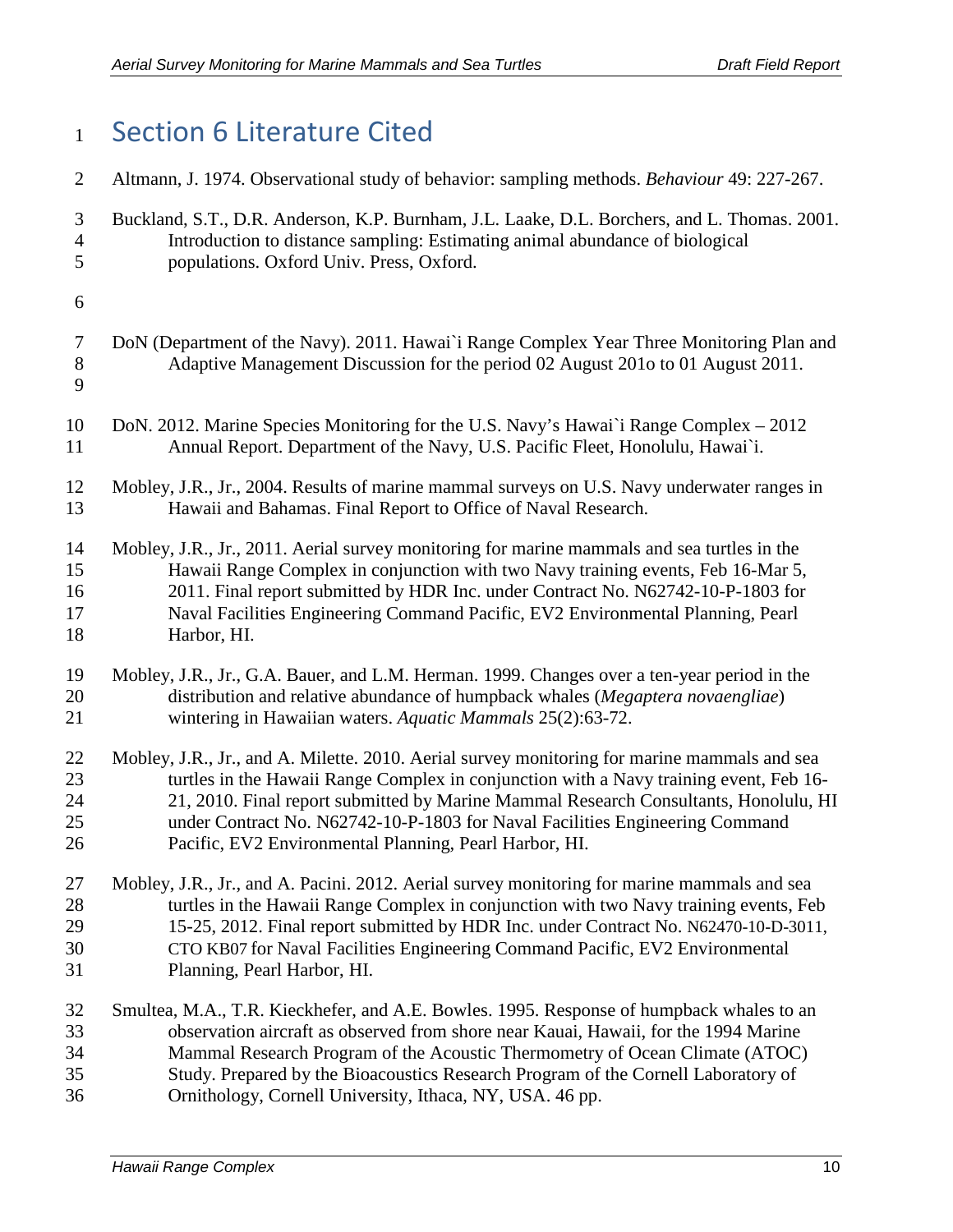# Section 6 Literature Cited

Altmann, J. 1974. Observational study of behavior: sampling methods. *Behaviour* 49: 227-267.

Buckland, S.T., D.R. Anderson, K.P. Burnham, J.L. Laake, D.L. Borchers, and L. Thomas. 2001. Introduction to distance sampling: Estimating animal abundance of biological populations. Oxford Univ. Press, Oxford.

DoN (Department of the Navy). 2011. Hawai`i Range Complex Year Three Monitoring Plan and Adaptive Management Discussion for the period 02 August 201o to 01 August 2011.

DoN. 2012. Marine Species Monitoring for the U.S. Navy's Hawai`i Range Complex – 2012 Annual Report. Department of the Navy, U.S. Pacific Fleet, Honolulu, Hawai`i.

Mobley, J.R., Jr., 2004. Results of marine mammal surveys on U.S. Navy underwater ranges in Hawaii and Bahamas. Final Report to Office of Naval Research.

Mobley, J.R., Jr., 2011. Aerial survey monitoring for marine mammals and sea turtles in the Hawaii Range Complex in conjunction with two Navy training events, Feb 16-Mar 5, 2011. Final report submitted by HDR Inc. under Contract No. N62742-10-P-1803 for Naval Facilities Engineering Command Pacific, EV2 Environmental Planning, Pearl Harbor, HI.

Mobley, J.R., Jr., G.A. Bauer, and L.M. Herman. 1999. Changes over a ten-year period in the distribution and relative abundance of humpback whales (*Megaptera novaengliae*) wintering in Hawaiian waters. *Aquatic Mammals* 25(2):63-72.

Mobley, J.R., Jr., and A. Milette. 2010. Aerial survey monitoring for marine mammals and sea turtles in the Hawaii Range Complex in conjunction with a Navy training event, Feb 16-21, 2010. Final report submitted by Marine Mammal Research Consultants, Honolulu, HI under Contract No. N62742-10-P-1803 for Naval Facilities Engineering Command Pacific, EV2 Environmental Planning, Pearl Harbor, HI.

Mobley, J.R., Jr., and A. Pacini. 2012. Aerial survey monitoring for marine mammals and sea turtles in the Hawaii Range Complex in conjunction with two Navy training events, Feb 15-25, 2012. Final report submitted by HDR Inc. under Contract No. N62470-10-D-3011, CTO KB07 for Naval Facilities Engineering Command Pacific, EV2 Environmental Planning, Pearl Harbor, HI.

Smultea, M.A., T.R. Kieckhefer, and A.E. Bowles. 1995. Response of humpback whales to an observation aircraft as observed from shore near Kauai, Hawaii, for the 1994 Marine Mammal Research Program of the Acoustic Thermometry of Ocean Climate (ATOC) Study. Prepared by the Bioacoustics Research Program of the Cornell Laboratory of Ornithology, Cornell University, Ithaca, NY, USA. 46 pp.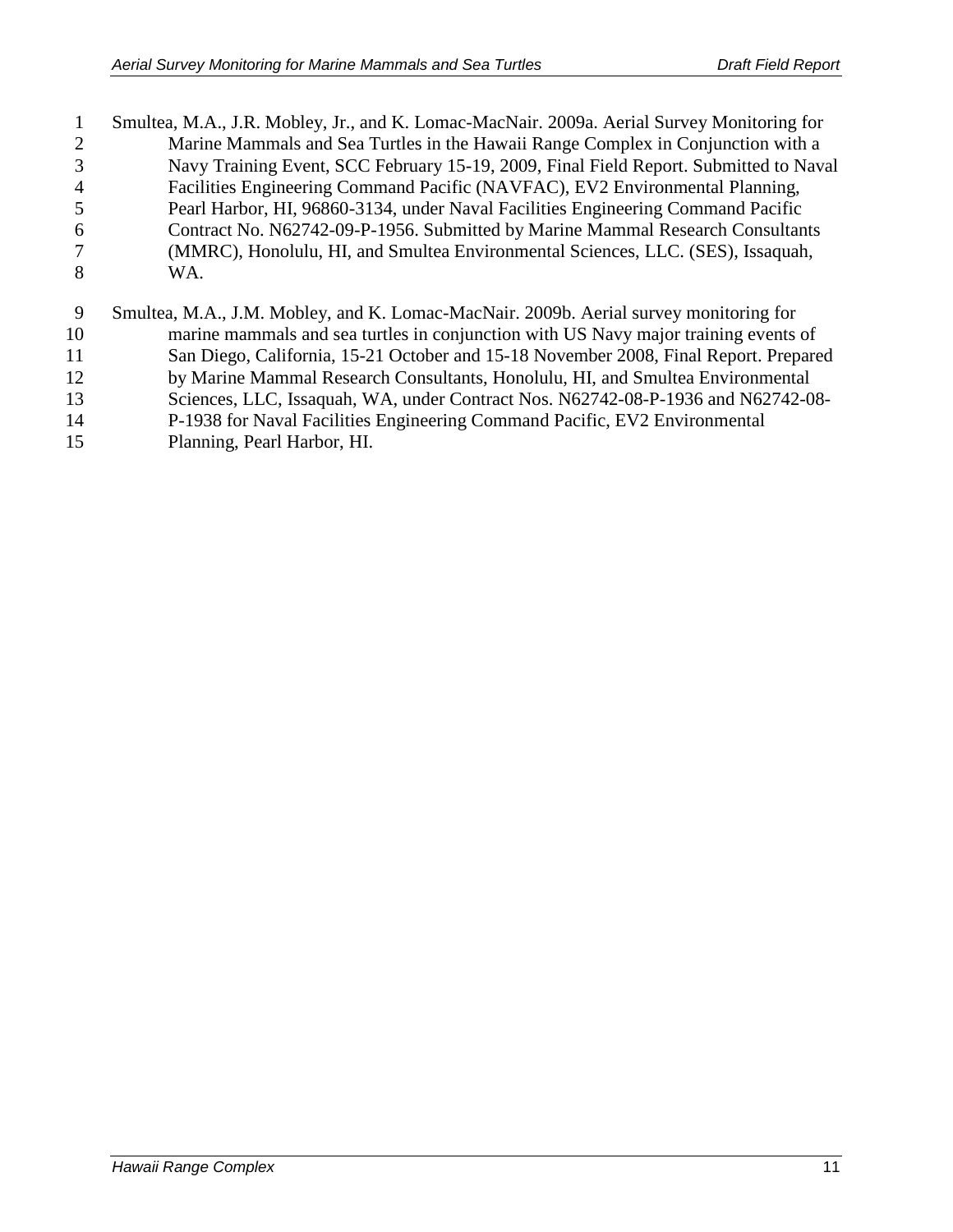Smultea, M.A., J.R. Mobley, Jr., and K. Lomac-MacNair. 2009a. Aerial Survey Monitoring for Marine Mammals and Sea Turtles in the Hawaii Range Complex in Conjunction with a Navy Training Event, SCC February 15-19, 2009, Final Field Report. Submitted to Naval Facilities Engineering Command Pacific (NAVFAC), EV2 Environmental Planning, Pearl Harbor, HI, 96860-3134, under Naval Facilities Engineering Command Pacific Contract No. N62742-09-P-1956. Submitted by Marine Mammal Research Consultants (MMRC), Honolulu, HI, and Smultea Environmental Sciences, LLC. (SES), Issaquah, WA.

Smultea, M.A., J.M. Mobley, and K. Lomac-MacNair. 2009b. Aerial survey monitoring for marine mammals and sea turtles in conjunction with US Navy major training events of San Diego, California, 15-21 October and 15-18 November 2008, Final Report. Prepared by Marine Mammal Research Consultants, Honolulu, HI, and Smultea Environmental Sciences, LLC, Issaquah, WA, under Contract Nos. N62742-08-P-1936 and N62742-08-P-1938 for Naval Facilities Engineering Command Pacific, EV2 Environmental Planning, Pearl Harbor, HI.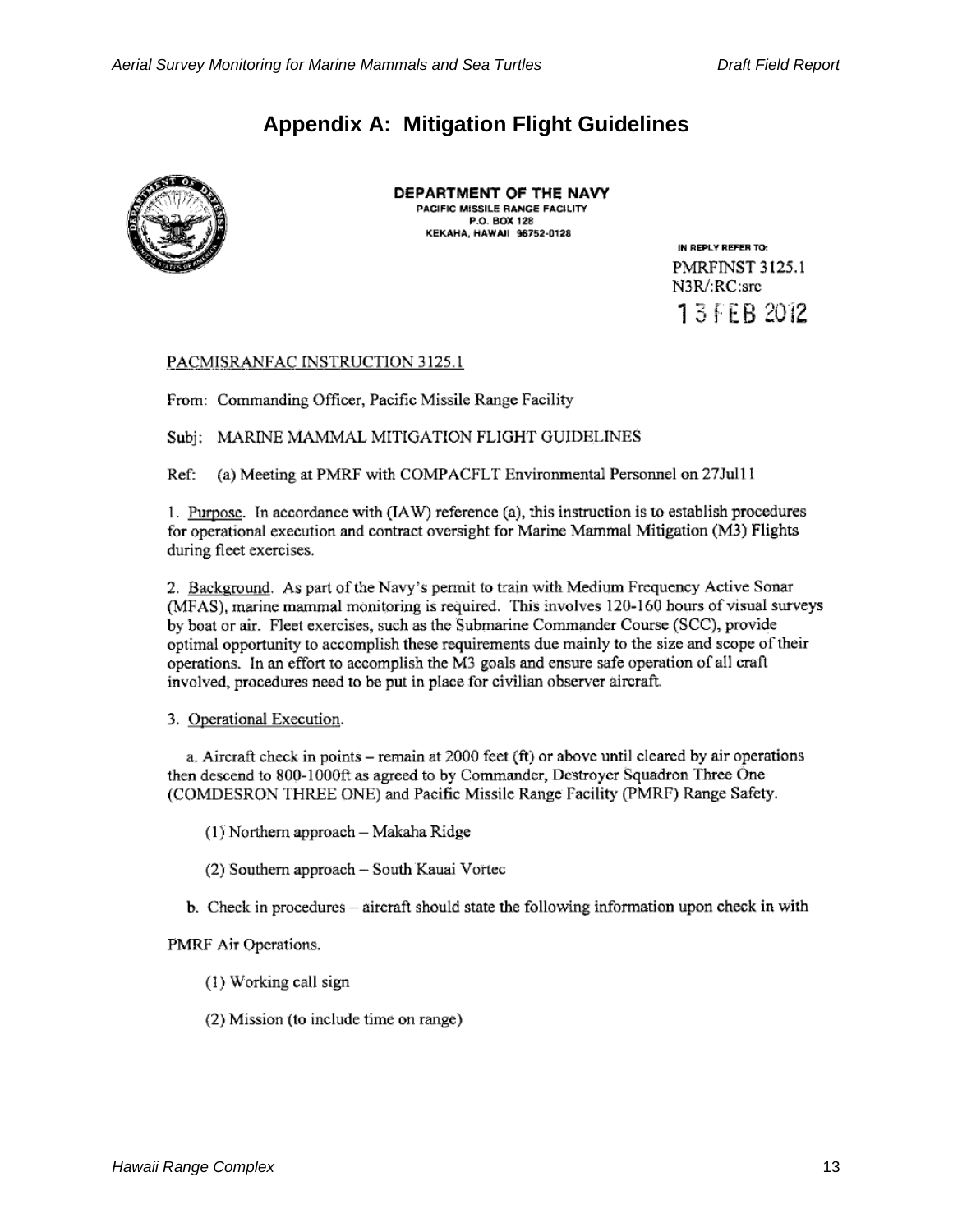# Appendix A: Mitigation Flight Guidelines

**DEPARTMENT OF THE NAVY**
PACIFIC MISSILE RANGE FACILITY
P.O. BOX 128
KEKAHA, HAWAII 96752-0128

IN REPLY REFER TO:
PMRFINST 3125.1
N3R/:RC:src
13 FEB 2012

PACMISRANFAC INSTRUCTION 3125.1

From: Commanding Officer, Pacific Missile Range Facility

Subj: MARINE MAMMAL MITIGATION FLIGHT GUIDELINES

Ref: (a) Meeting at PMRF with COMPACFLT Environmental Personnel on 27Jul11

1. Purpose. In accordance with (IAW) reference (a), this instruction is to establish procedures for operational execution and contract oversight for Marine Mammal Mitigation (M3) Flights during fleet exercises.

2. Background. As part of the Navy's permit to train with Medium Frequency Active Sonar (MFAS), marine mammal monitoring is required. This involves 120-160 hours of visual surveys by boat or air. Fleet exercises, such as the Submarine Commander Course (SCC), provide optimal opportunity to accomplish these requirements due mainly to the size and scope of their operations. In an effort to accomplish the M3 goals and ensure safe operation of all craft involved, procedures need to be put in place for civilian observer aircraft.

3. Operational Execution.

a. Aircraft check in points – remain at 2000 feet (ft) or above until cleared by air operations then descend to 800-1000ft as agreed to by Commander, Destroyer Squadron Three One (COMDESRON THREE ONE) and Pacific Missile Range Facility (PMRF) Range Safety.

(1) Northern approach – Makaha Ridge

(2) Southern approach – South Kauai Vortec

b. Check in procedures – aircraft should state the following information upon check in with PMRF Air Operations.

(1) Working call sign

(2) Mission (to include time on range)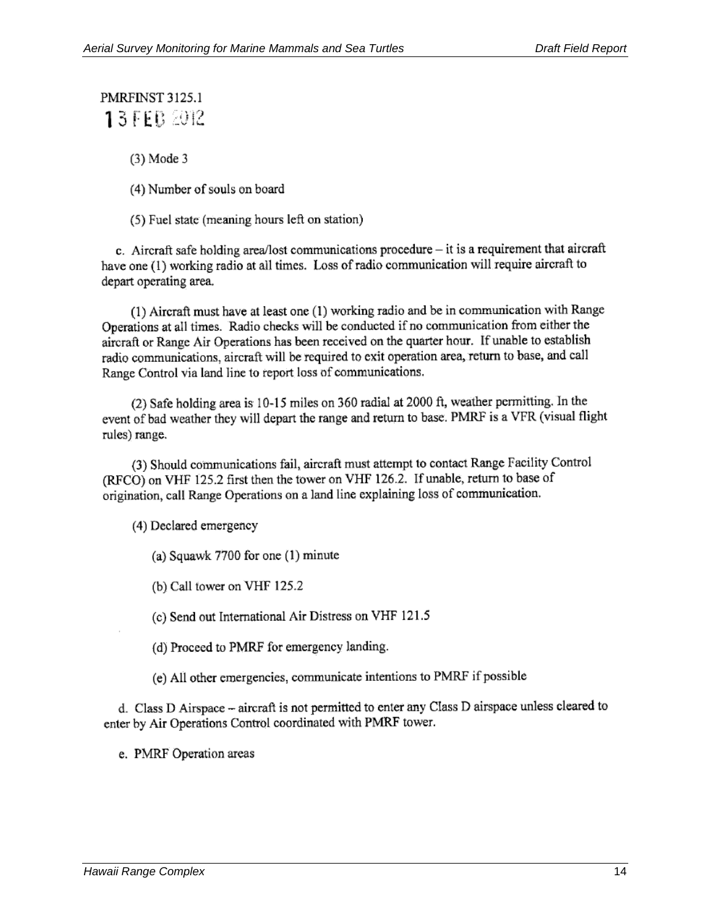PMRFINST 3125.1
13 FEB 2012

(3) Mode 3

(4) Number of souls on board

(5) Fuel state (meaning hours left on station)

c. Aircraft safe holding area/lost communications procedure – it is a requirement that aircraft have one (1) working radio at all times. Loss of radio communication will require aircraft to depart operating area.

(1) Aircraft must have at least one (1) working radio and be in communication with Range Operations at all times. Radio checks will be conducted if no communication from either the aircraft or Range Air Operations has been received on the quarter hour. If unable to establish radio communications, aircraft will be required to exit operation area, return to base, and call Range Control via land line to report loss of communications.

(2) Safe holding area is 10-15 miles on 360 radial at 2000 ft, weather permitting. In the event of bad weather they will depart the range and return to base. PMRF is a VFR (visual flight rules) range.

(3) Should communications fail, aircraft must attempt to contact Range Facility Control (RFCO) on VHF 125.2 first then the tower on VHF 126.2. If unable, return to base of origination, call Range Operations on a land line explaining loss of communication.

(4) Declared emergency

(a) Squawk 7700 for one (1) minute

(b) Call tower on VHF 125.2

(c) Send out International Air Distress on VHF 121.5

(d) Proceed to PMRF for emergency landing.

(e) All other emergencies, communicate intentions to PMRF if possible

d. Class D Airspace – aircraft is not permitted to enter any Class D airspace unless cleared to enter by Air Operations Control coordinated with PMRF tower.

e. PMRF Operation areas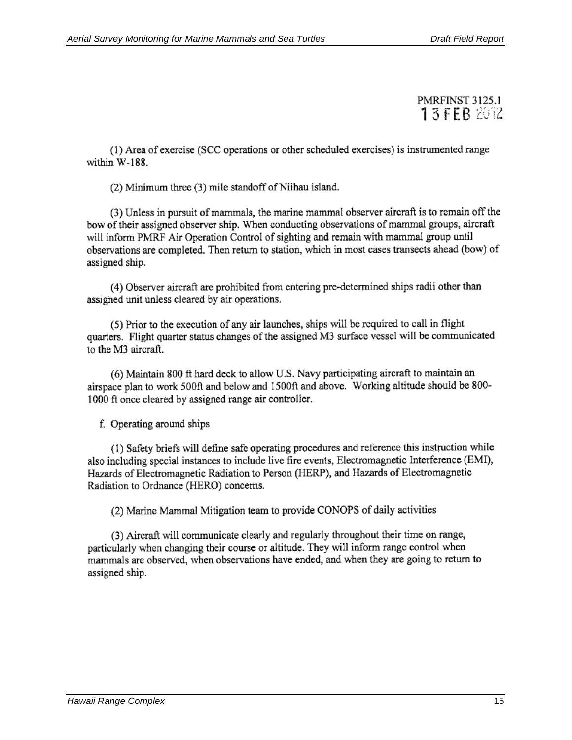PMRFINST 3125.1
13 FEB 2012

(1) Area of exercise (SCC operations or other scheduled exercises) is instrumented range within W-188.

(2) Minimum three (3) mile standoff of Niihau island.

(3) Unless in pursuit of mammals, the marine mammal observer aircraft is to remain off the bow of their assigned observer ship. When conducting observations of mammal groups, aircraft will inform PMRF Air Operation Control of sighting and remain with mammal group until observations are completed. Then return to station, which in most cases transects ahead (bow) of assigned ship.

(4) Observer aircraft are prohibited from entering pre-determined ships radii other than assigned unit unless cleared by air operations.

(5) Prior to the execution of any air launches, ships will be required to call in flight quarters. Flight quarter status changes of the assigned M3 surface vessel will be communicated to the M3 aircraft.

(6) Maintain 800 ft hard deck to allow U.S. Navy participating aircraft to maintain an airspace plan to work 500ft and below and 1500ft and above. Working altitude should be 800-1000 ft once cleared by assigned range air controller.

f. Operating around ships

(1) Safety briefs will define safe operating procedures and reference this instruction while also including special instances to include live fire events, Electromagnetic Interference (EMI), Hazards of Electromagnetic Radiation to Person (HERP), and Hazards of Electromagnetic Radiation to Ordnance (HERO) concerns.

(2) Marine Mammal Mitigation team to provide CONOPS of daily activities

(3) Aircraft will communicate clearly and regularly throughout their time on range, particularly when changing their course or altitude. They will inform range control when mammals are observed, when observations have ended, and when they are going to return to assigned ship.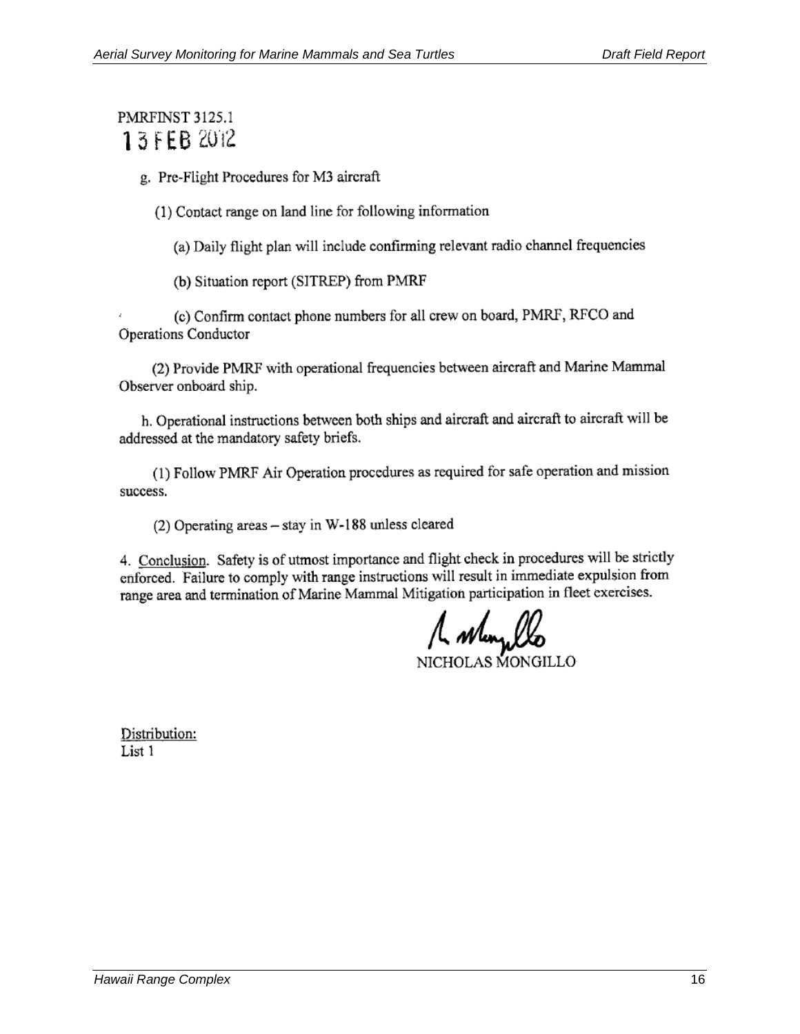PMRFINST 3125.1
13 FEB 2012

g. Pre-Flight Procedures for M3 aircraft

(1) Contact range on land line for following information

(a) Daily flight plan will include confirming relevant radio channel frequencies

(b) Situation report (SITREP) from PMRF

(c) Confirm contact phone numbers for all crew on board, PMRF, RFCO and Operations Conductor

(2) Provide PMRF with operational frequencies between aircraft and Marine Mammal Observer onboard ship.

h. Operational instructions between both ships and aircraft and aircraft to aircraft will be addressed at the mandatory safety briefs.

(1) Follow PMRF Air Operation procedures as required for safe operation and mission success.

(2) Operating areas – stay in W-188 unless cleared

4. Conclusion. Safety is of utmost importance and flight check in procedures will be strictly enforced. Failure to comply with range instructions will result in immediate expulsion from range area and termination of Marine Mammal Mitigation participation in fleet exercises.

NICHOLAS MONGILLO

Distribution:
List 1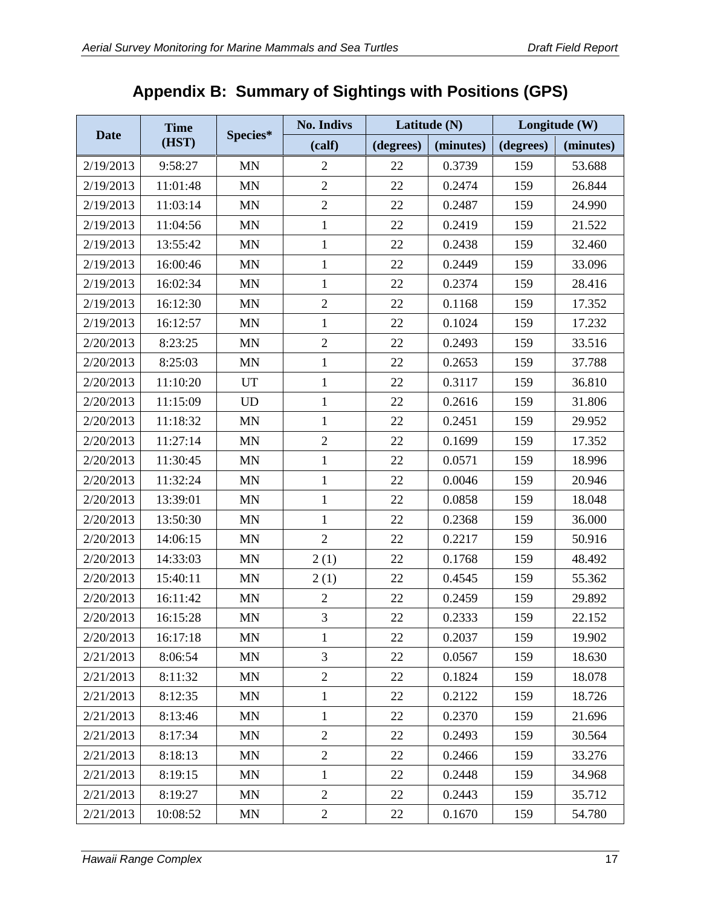# Appendix B: Summary of Sightings with Positions (GPS)

| Date | Time (HST) | Species* | No. Indivs | Latitude (N) | | Longitude (W) | |
|---|---|---|---|---|---|---|---|
| | | | (calf) | (degrees) | (minutes) | (degrees) | (minutes) |
| 2/19/2013 | 9:58:27 | MN | 2 | 22 | 0.3739 | 159 | 53.688 |
| 2/19/2013 | 11:01:48 | MN | 2 | 22 | 0.2474 | 159 | 26.844 |
| 2/19/2013 | 11:03:14 | MN | 2 | 22 | 0.2487 | 159 | 24.990 |
| 2/19/2013 | 11:04:56 | MN | 1 | 22 | 0.2419 | 159 | 21.522 |
| 2/19/2013 | 13:55:42 | MN | 1 | 22 | 0.2438 | 159 | 32.460 |
| 2/19/2013 | 16:00:46 | MN | 1 | 22 | 0.2449 | 159 | 33.096 |
| 2/19/2013 | 16:02:34 | MN | 1 | 22 | 0.2374 | 159 | 28.416 |
| 2/19/2013 | 16:12:30 | MN | 2 | 22 | 0.1168 | 159 | 17.352 |
| 2/19/2013 | 16:12:57 | MN | 1 | 22 | 0.1024 | 159 | 17.232 |
| 2/20/2013 | 8:23:25 | MN | 2 | 22 | 0.2493 | 159 | 33.516 |
| 2/20/2013 | 8:25:03 | MN | 1 | 22 | 0.2653 | 159 | 37.788 |
| 2/20/2013 | 11:10:20 | UT | 1 | 22 | 0.3117 | 159 | 36.810 |
| 2/20/2013 | 11:15:09 | UD | 1 | 22 | 0.2616 | 159 | 31.806 |
| 2/20/2013 | 11:18:32 | MN | 1 | 22 | 0.2451 | 159 | 29.952 |
| 2/20/2013 | 11:27:14 | MN | 2 | 22 | 0.1699 | 159 | 17.352 |
| 2/20/2013 | 11:30:45 | MN | 1 | 22 | 0.0571 | 159 | 18.996 |
| 2/20/2013 | 11:32:24 | MN | 1 | 22 | 0.0046 | 159 | 20.946 |
| 2/20/2013 | 13:39:01 | MN | 1 | 22 | 0.0858 | 159 | 18.048 |
| 2/20/2013 | 13:50:30 | MN | 1 | 22 | 0.2368 | 159 | 36.000 |
| 2/20/2013 | 14:06:15 | MN | 2 | 22 | 0.2217 | 159 | 50.916 |
| 2/20/2013 | 14:33:03 | MN | 2 (1) | 22 | 0.1768 | 159 | 48.492 |
| 2/20/2013 | 15:40:11 | MN | 2 (1) | 22 | 0.4545 | 159 | 55.362 |
| 2/20/2013 | 16:11:42 | MN | 2 | 22 | 0.2459 | 159 | 29.892 |
| 2/20/2013 | 16:15:28 | MN | 3 | 22 | 0.2333 | 159 | 22.152 |
| 2/20/2013 | 16:17:18 | MN | 1 | 22 | 0.2037 | 159 | 19.902 |
| 2/21/2013 | 8:06:54 | MN | 3 | 22 | 0.0567 | 159 | 18.630 |
| 2/21/2013 | 8:11:32 | MN | 2 | 22 | 0.1824 | 159 | 18.078 |
| 2/21/2013 | 8:12:35 | MN | 1 | 22 | 0.2122 | 159 | 18.726 |
| 2/21/2013 | 8:13:46 | MN | 1 | 22 | 0.2370 | 159 | 21.696 |
| 2/21/2013 | 8:17:34 | MN | 2 | 22 | 0.2493 | 159 | 30.564 |
| 2/21/2013 | 8:18:13 | MN | 2 | 22 | 0.2466 | 159 | 33.276 |
| 2/21/2013 | 8:19:15 | MN | 1 | 22 | 0.2448 | 159 | 34.968 |
| 2/21/2013 | 8:19:27 | MN | 2 | 22 | 0.2443 | 159 | 35.712 |
| 2/21/2013 | 10:08:52 | MN | 2 | 22 | 0.1670 | 159 | 54.780 |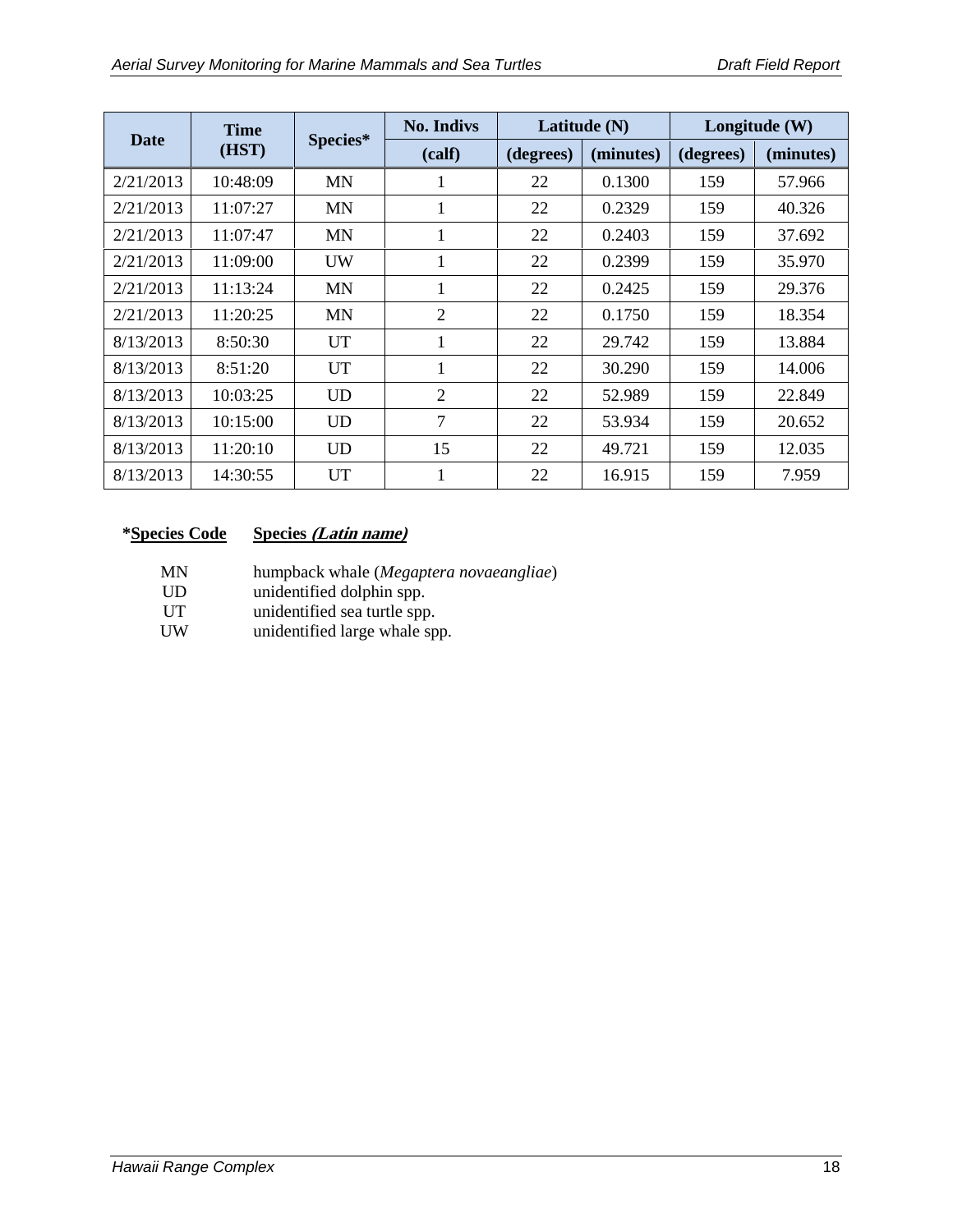| Date | Time (HST) | Species* | No. Indivs | Latitude (N) | | Longitude (W) | |
|---|---|---|---|---|---|---|---|
| | | | (calf) | (degrees) | (minutes) | (degrees) | (minutes) |
| 2/21/2013 | 10:48:09 | MN | 1 | 22 | 0.1300 | 159 | 57.966 |
| 2/21/2013 | 11:07:27 | MN | 1 | 22 | 0.2329 | 159 | 40.326 |
| 2/21/2013 | 11:07:47 | MN | 1 | 22 | 0.2403 | 159 | 37.692 |
| 2/21/2013 | 11:09:00 | UW | 1 | 22 | 0.2399 | 159 | 35.970 |
| 2/21/2013 | 11:13:24 | MN | 1 | 22 | 0.2425 | 159 | 29.376 |
| 2/21/2013 | 11:20:25 | MN | 2 | 22 | 0.1750 | 159 | 18.354 |
| 8/13/2013 | 8:50:30 | UT | 1 | 22 | 29.742 | 159 | 13.884 |
| 8/13/2013 | 8:51:20 | UT | 1 | 22 | 30.290 | 159 | 14.006 |
| 8/13/2013 | 10:03:25 | UD | 2 | 22 | 52.989 | 159 | 22.849 |
| 8/13/2013 | 10:15:00 | UD | 7 | 22 | 53.934 | 159 | 20.652 |
| 8/13/2013 | 11:20:10 | UD | 15 | 22 | 49.721 | 159 | 12.035 |
| 8/13/2013 | 14:30:55 | UT | 1 | 22 | 16.915 | 159 | 7.959 |

| *Species Code | Species *(Latin name)* |
|---|---|
| MN | humpback whale (*Megaptera novaeangliae*) |
| UD | unidentified dolphin spp. |
| UT | unidentified sea turtle spp. |
| UW | unidentified large whale spp. |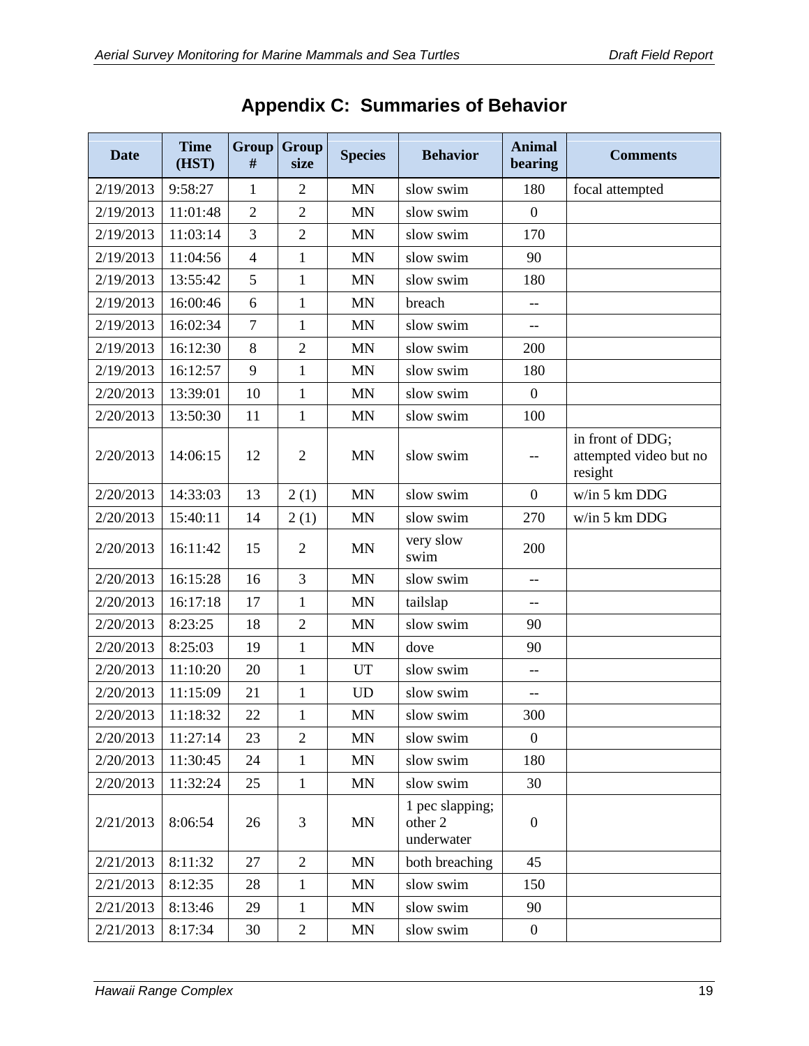# Appendix C: Summaries of Behavior

| Date | Time (HST) | Group # | Group size | Species | Behavior | Animal bearing | Comments |
|---|---|---|---|---|---|---|---|
| 2/19/2013 | 9:58:27 | 1 | 2 | MN | slow swim | 180 | focal attempted |
| 2/19/2013 | 11:01:48 | 2 | 2 | MN | slow swim | 0 | |
| 2/19/2013 | 11:03:14 | 3 | 2 | MN | slow swim | 170 | |
| 2/19/2013 | 11:04:56 | 4 | 1 | MN | slow swim | 90 | |
| 2/19/2013 | 13:55:42 | 5 | 1 | MN | slow swim | 180 | |
| 2/19/2013 | 16:00:46 | 6 | 1 | MN | breach | -- | |
| 2/19/2013 | 16:02:34 | 7 | 1 | MN | slow swim | -- | |
| 2/19/2013 | 16:12:30 | 8 | 2 | MN | slow swim | 200 | |
| 2/19/2013 | 16:12:57 | 9 | 1 | MN | slow swim | 180 | |
| 2/20/2013 | 13:39:01 | 10 | 1 | MN | slow swim | 0 | |
| 2/20/2013 | 13:50:30 | 11 | 1 | MN | slow swim | 100 | |
| 2/20/2013 | 14:06:15 | 12 | 2 | MN | slow swim | -- | in front of DDG; attempted video but no resight |
| 2/20/2013 | 14:33:03 | 13 | 2 (1) | MN | slow swim | 0 | w/in 5 km DDG |
| 2/20/2013 | 15:40:11 | 14 | 2 (1) | MN | slow swim | 270 | w/in 5 km DDG |
| 2/20/2013 | 16:11:42 | 15 | 2 | MN | very slow swim | 200 | |
| 2/20/2013 | 16:15:28 | 16 | 3 | MN | slow swim | -- | |
| 2/20/2013 | 16:17:18 | 17 | 1 | MN | tailslap | -- | |
| 2/20/2013 | 8:23:25 | 18 | 2 | MN | slow swim | 90 | |
| 2/20/2013 | 8:25:03 | 19 | 1 | MN | dove | 90 | |
| 2/20/2013 | 11:10:20 | 20 | 1 | UT | slow swim | -- | |
| 2/20/2013 | 11:15:09 | 21 | 1 | UD | slow swim | -- | |
| 2/20/2013 | 11:18:32 | 22 | 1 | MN | slow swim | 300 | |
| 2/20/2013 | 11:27:14 | 23 | 2 | MN | slow swim | 0 | |
| 2/20/2013 | 11:30:45 | 24 | 1 | MN | slow swim | 180 | |
| 2/20/2013 | 11:32:24 | 25 | 1 | MN | slow swim | 30 | |
| 2/21/2013 | 8:06:54 | 26 | 3 | MN | 1 pec slapping; other 2 underwater | 0 | |
| 2/21/2013 | 8:11:32 | 27 | 2 | MN | both breaching | 45 | |
| 2/21/2013 | 8:12:35 | 28 | 1 | MN | slow swim | 150 | |
| 2/21/2013 | 8:13:46 | 29 | 1 | MN | slow swim | 90 | |
| 2/21/2013 | 8:17:34 | 30 | 2 | MN | slow swim | 0 | |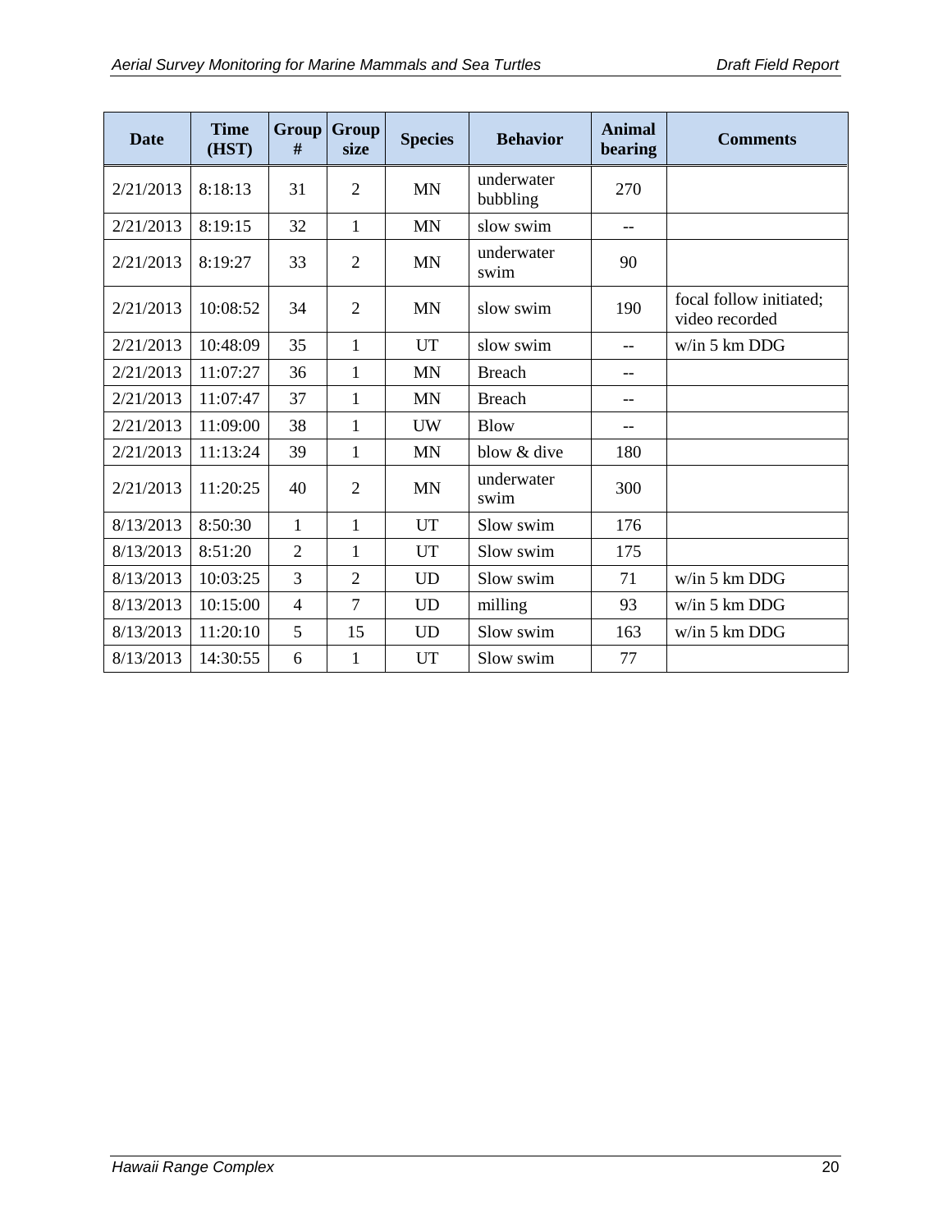| Date | Time (HST) | Group # | Group size | Species | Behavior | Animal bearing | Comments |
|---|---|---|---|---|---|---|---|
| 2/21/2013 | 8:18:13 | 31 | 2 | MN | underwater bubbling | 270 | |
| 2/21/2013 | 8:19:15 | 32 | 1 | MN | slow swim | -- | |
| 2/21/2013 | 8:19:27 | 33 | 2 | MN | underwater swim | 90 | |
| 2/21/2013 | 10:08:52 | 34 | 2 | MN | slow swim | 190 | focal follow initiated; video recorded |
| 2/21/2013 | 10:48:09 | 35 | 1 | UT | slow swim | -- | w/in 5 km DDG |
| 2/21/2013 | 11:07:27 | 36 | 1 | MN | Breach | -- | |
| 2/21/2013 | 11:07:47 | 37 | 1 | MN | Breach | -- | |
| 2/21/2013 | 11:09:00 | 38 | 1 | UW | Blow | -- | |
| 2/21/2013 | 11:13:24 | 39 | 1 | MN | blow & dive | 180 | |
| 2/21/2013 | 11:20:25 | 40 | 2 | MN | underwater swim | 300 | |
| 8/13/2013 | 8:50:30 | 1 | 1 | UT | Slow swim | 176 | |
| 8/13/2013 | 8:51:20 | 2 | 1 | UT | Slow swim | 175 | |
| 8/13/2013 | 10:03:25 | 3 | 2 | UD | Slow swim | 71 | w/in 5 km DDG |
| 8/13/2013 | 10:15:00 | 4 | 7 | UD | milling | 93 | w/in 5 km DDG |
| 8/13/2013 | 11:20:10 | 5 | 15 | UD | Slow swim | 163 | w/in 5 km DDG |
| 8/13/2013 | 14:30:55 | 6 | 1 | UT | Slow swim | 77 | |